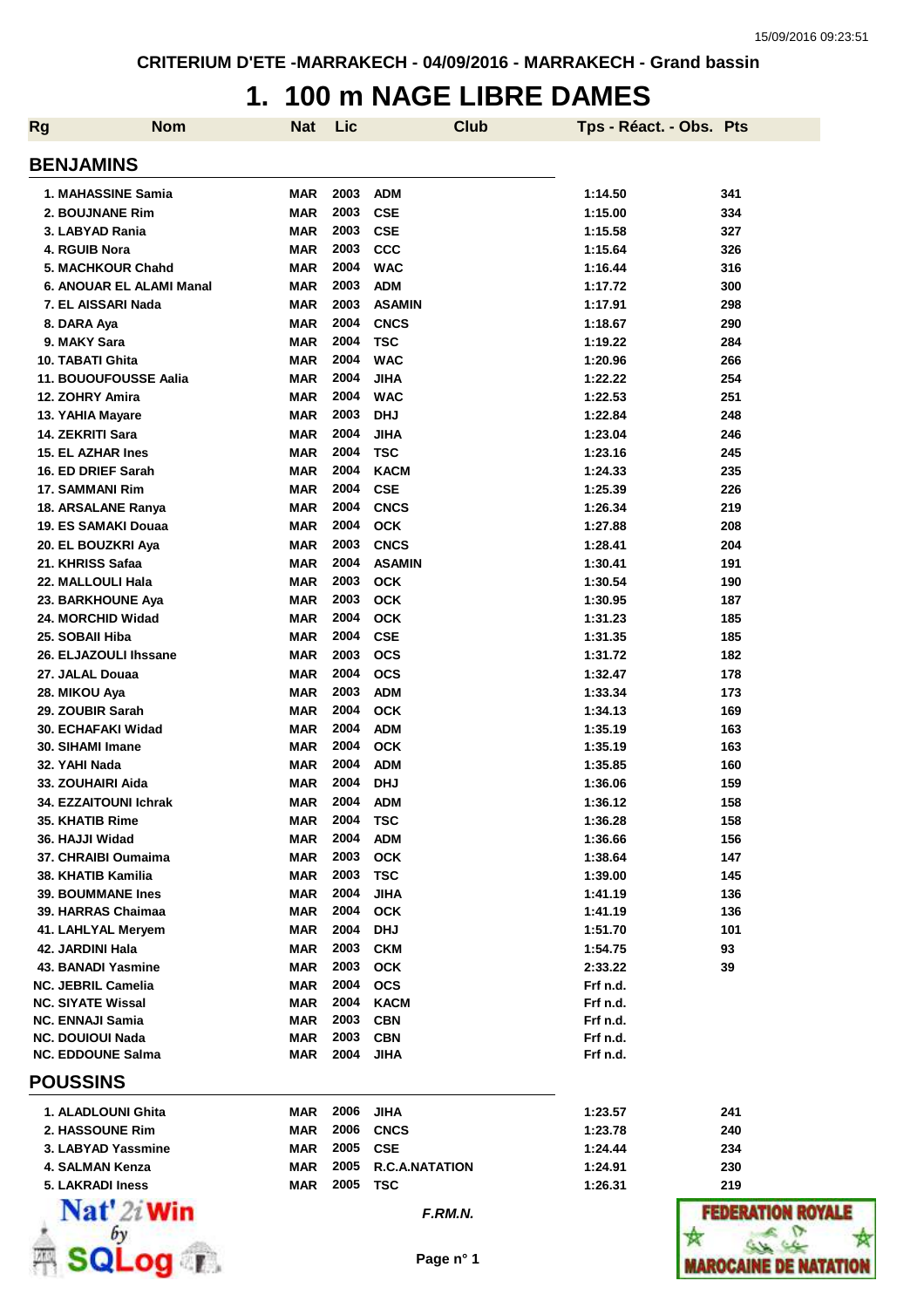CRITERIUM D'ETE -MARRAKECH - 04/09/2016 - MARRAKECH - Grand bassin

# 1. 100 m NAGE LIBRE DAMES

## BENJAMINS

| Rg | Nom | Nat | Lic | Club | Tps - Réact. - Obs. | Pts |
|---|---|---|---|---|---|---|
| 1. | MAHASSINE Samia | MAR | 2003 | ADM | 1:14.50 | 341 |
| 2. | BOUJNANE Rim | MAR | 2003 | CSE | 1:15.00 | 334 |
| 3. | LABYAD Rania | MAR | 2003 | CSE | 1:15.58 | 327 |
| 4. | RGUIB Nora | MAR | 2003 | CCC | 1:15.64 | 326 |
| 5. | MACHKOUR Chahd | MAR | 2004 | WAC | 1:16.44 | 316 |
| 6. | ANOUAR EL ALAMI Manal | MAR | 2003 | ADM | 1:17.72 | 300 |
| 7. | EL AISSARI Nada | MAR | 2003 | ASAMIN | 1:17.91 | 298 |
| 8. | DARA Aya | MAR | 2004 | CNCS | 1:18.67 | 290 |
| 9. | MAKY Sara | MAR | 2004 | TSC | 1:19.22 | 284 |
| 10. | TABATI Ghita | MAR | 2004 | WAC | 1:20.96 | 266 |
| 11. | BOUOUFOUSSE Aalia | MAR | 2004 | JIHA | 1:22.22 | 254 |
| 12. | ZOHRY Amira | MAR | 2004 | WAC | 1:22.53 | 251 |
| 13. | YAHIA Mayare | MAR | 2003 | DHJ | 1:22.84 | 248 |
| 14. | ZEKRITI Sara | MAR | 2004 | JIHA | 1:23.04 | 246 |
| 15. | EL AZHAR Ines | MAR | 2004 | TSC | 1:23.16 | 245 |
| 16. | ED DRIEF Sarah | MAR | 2004 | KACM | 1:24.33 | 235 |
| 17. | SAMMANI Rim | MAR | 2004 | CSE | 1:25.39 | 226 |
| 18. | ARSALANE Ranya | MAR | 2004 | CNCS | 1:26.34 | 219 |
| 19. | ES SAMAKI Douaa | MAR | 2004 | OCK | 1:27.88 | 208 |
| 20. | EL BOUZKRI Aya | MAR | 2003 | CNCS | 1:28.41 | 204 |
| 21. | KHRISS Safaa | MAR | 2004 | ASAMIN | 1:30.41 | 191 |
| 22. | MALLOULI Hala | MAR | 2003 | OCK | 1:30.54 | 190 |
| 23. | BARKHOUNE Aya | MAR | 2003 | OCK | 1:30.95 | 187 |
| 24. | MORCHID Widad | MAR | 2004 | OCK | 1:31.23 | 185 |
| 25. | SOBAII Hiba | MAR | 2004 | CSE | 1:31.35 | 185 |
| 26. | ELJAZOULI Ihssane | MAR | 2003 | OCS | 1:31.72 | 182 |
| 27. | JALAL Douaa | MAR | 2004 | OCS | 1:32.47 | 178 |
| 28. | MIKOU Aya | MAR | 2003 | ADM | 1:33.34 | 173 |
| 29. | ZOUBIR Sarah | MAR | 2004 | OCK | 1:34.13 | 169 |
| 30. | ECHAFAKI Widad | MAR | 2004 | ADM | 1:35.19 | 163 |
| 30. | SIHAMI Imane | MAR | 2004 | OCK | 1:35.19 | 163 |
| 32. | YAHI Nada | MAR | 2004 | ADM | 1:35.85 | 160 |
| 33. | ZOUHAIRI Aida | MAR | 2004 | DHJ | 1:36.06 | 159 |
| 34. | EZZAITOUNI Ichrak | MAR | 2004 | ADM | 1:36.12 | 158 |
| 35. | KHATIB Rime | MAR | 2004 | TSC | 1:36.28 | 158 |
| 36. | HAJJI Widad | MAR | 2004 | ADM | 1:36.66 | 156 |
| 37. | CHRAIBI Oumaima | MAR | 2003 | OCK | 1:38.64 | 147 |
| 38. | KHATIB Kamilia | MAR | 2003 | TSC | 1:39.00 | 145 |
| 39. | BOUMMANE Ines | MAR | 2004 | JIHA | 1:41.19 | 136 |
| 39. | HARRAS Chaimaa | MAR | 2004 | OCK | 1:41.19 | 136 |
| 41. | LAHLYAL Meryem | MAR | 2004 | DHJ | 1:51.70 | 101 |
| 42. | JARDINI Hala | MAR | 2003 | CKM | 1:54.75 | 93 |
| 43. | BANADI Yasmine | MAR | 2003 | OCK | 2:33.22 | 39 |
| NC. | JEBRIL Camelia | MAR | 2004 | OCS | Frf n.d. | |
| NC. | SIYATE Wissal | MAR | 2004 | KACM | Frf n.d. | |
| NC. | ENNAJI Samia | MAR | 2003 | CBN | Frf n.d. | |
| NC. | DOUIOUI Nada | MAR | 2003 | CBN | Frf n.d. | |
| NC. | EDDOUNE Salma | MAR | 2004 | JIHA | Frf n.d. | |

## POUSSINS

| Rg | Nom | Nat | Lic | Club | Tps - Réact. - Obs. | Pts |
|---|---|---|---|---|---|---|
| 1. | ALADLOUNI Ghita | MAR | 2006 | JIHA | 1:23.57 | 241 |
| 2. | HASSOUNE Rim | MAR | 2006 | CNCS | 1:23.78 | 240 |
| 3. | LABYAD Yassmine | MAR | 2005 | CSE | 1:24.44 | 234 |
| 4. | SALMAN Kenza | MAR | 2005 | R.C.A.NATATION | 1:24.91 | 230 |
| 5. | LAKRADI Iness | MAR | 2005 | TSC | 1:26.31 | 219 |

F.RM.N.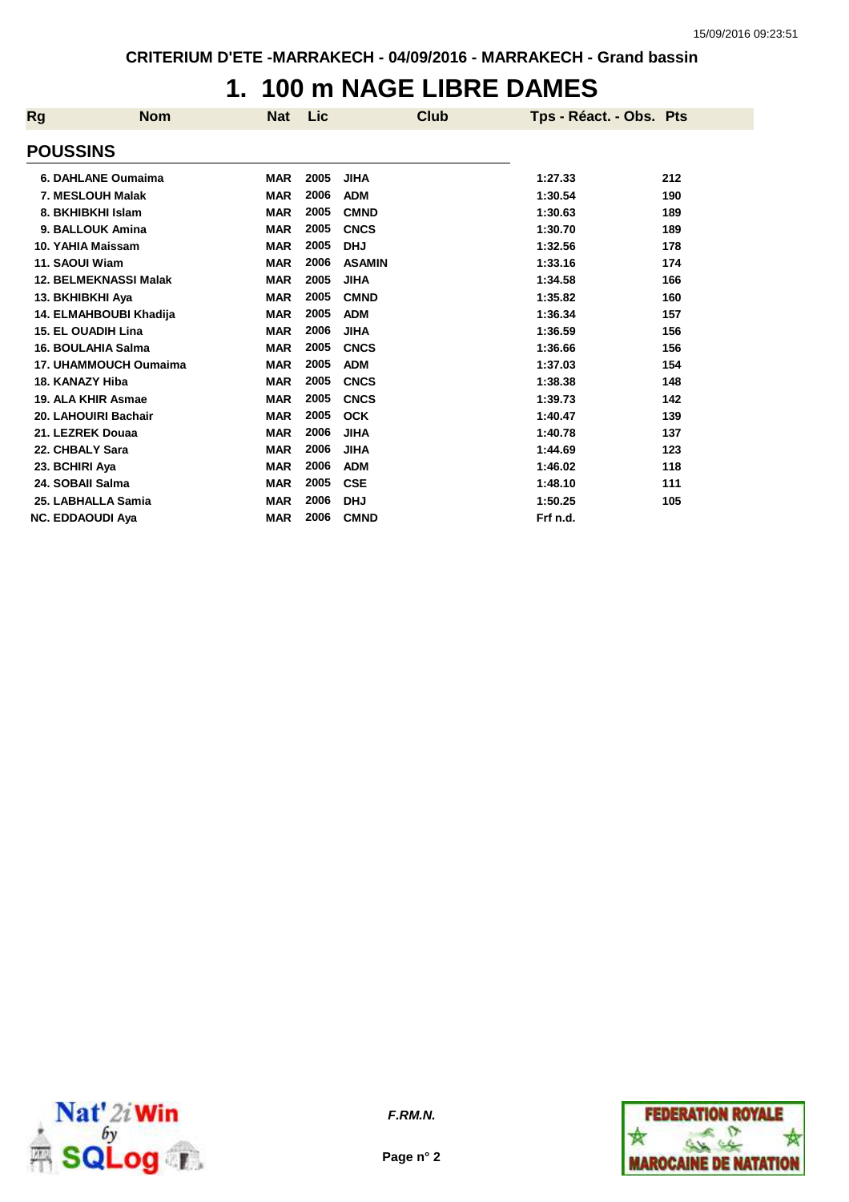CRITERIUM D'ETE -MARRAKECH - 04/09/2016 - MARRAKECH - Grand bassin

# 1. 100 m NAGE LIBRE DAMES

| Rg | Nom | Nat | Lic | Club | Tps - Réact. - Obs. | Pts |
|---|---|---|---|---|---|---|
| **POUSSINS** | | | | | | |
| 6. | DAHLANE Oumaima | MAR | 2005 | JIHA | 1:27.33 | 212 |
| 7. | MESLOUH Malak | MAR | 2006 | ADM | 1:30.54 | 190 |
| 8. | BKHIBKHI Islam | MAR | 2005 | CMND | 1:30.63 | 189 |
| 9. | BALLOUK Amina | MAR | 2005 | CNCS | 1:30.70 | 189 |
| 10. | YAHIA Maissam | MAR | 2005 | DHJ | 1:32.56 | 178 |
| 11. | SAOUI Wiam | MAR | 2006 | ASAMIN | 1:33.16 | 174 |
| 12. | BELMEKNASSI Malak | MAR | 2005 | JIHA | 1:34.58 | 166 |
| 13. | BKHIBKHI Aya | MAR | 2005 | CMND | 1:35.82 | 160 |
| 14. | ELMAHBOUBI Khadija | MAR | 2005 | ADM | 1:36.34 | 157 |
| 15. | EL OUADIH Lina | MAR | 2006 | JIHA | 1:36.59 | 156 |
| 16. | BOULAHIA Salma | MAR | 2005 | CNCS | 1:36.66 | 156 |
| 17. | UHAMMOUCH Oumaima | MAR | 2005 | ADM | 1:37.03 | 154 |
| 18. | KANAZY Hiba | MAR | 2005 | CNCS | 1:38.38 | 148 |
| 19. | ALA KHIR Asmae | MAR | 2005 | CNCS | 1:39.73 | 142 |
| 20. | LAHOUIRI Bachair | MAR | 2005 | OCK | 1:40.47 | 139 |
| 21. | LEZREK Douaa | MAR | 2006 | JIHA | 1:40.78 | 137 |
| 22. | CHBALY Sara | MAR | 2006 | JIHA | 1:44.69 | 123 |
| 23. | BCHIRI Aya | MAR | 2006 | ADM | 1:46.02 | 118 |
| 24. | SOBAII Salma | MAR | 2005 | CSE | 1:48.10 | 111 |
| 25. | LABHALLA Samia | MAR | 2006 | DHJ | 1:50.25 | 105 |
| NC. | EDDAOUDI Aya | MAR | 2006 | CMND | Frf n.d. | |

*F.RM.N.*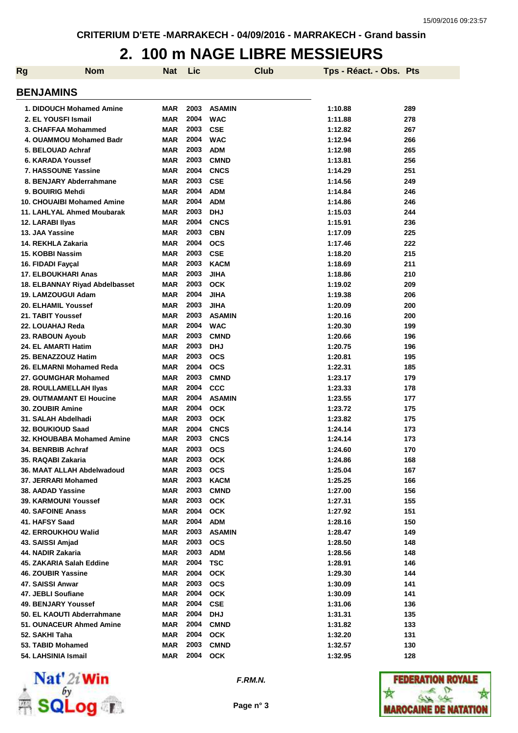CRITERIUM D'ETE -MARRAKECH - 04/09/2016 - MARRAKECH - Grand bassin

# 2. 100 m NAGE LIBRE MESSIEURS

## BENJAMINS

| Rg | Nom | Nat | Lic | Club | Tps - Réact. - Obs. | Pts |
|---|---|---|---|---|---|---|
| 1. | DIDOUCH Mohamed Amine | MAR | 2003 | ASAMIN | 1:10.88 | 289 |
| 2. | EL YOUSFI Ismail | MAR | 2004 | WAC | 1:11.88 | 278 |
| 3. | CHAFFAA Mohammed | MAR | 2003 | CSE | 1:12.82 | 267 |
| 4. | OUAMMOU Mohamed Badr | MAR | 2004 | WAC | 1:12.94 | 266 |
| 5. | BELOUAD Achraf | MAR | 2003 | ADM | 1:12.98 | 265 |
| 6. | KARADA Youssef | MAR | 2003 | CMND | 1:13.81 | 256 |
| 7. | HASSOUNE Yassine | MAR | 2004 | CNCS | 1:14.29 | 251 |
| 8. | BENJARY Abderrahmane | MAR | 2003 | CSE | 1:14.56 | 249 |
| 9. | BOUIRIG Mehdi | MAR | 2004 | ADM | 1:14.84 | 246 |
| 10. | CHOUAIBI Mohamed Amine | MAR | 2004 | ADM | 1:14.86 | 246 |
| 11. | LAHLYAL Ahmed Moubarak | MAR | 2003 | DHJ | 1:15.03 | 244 |
| 12. | LARABI Ilyas | MAR | 2004 | CNCS | 1:15.91 | 236 |
| 13. | JAA Yassine | MAR | 2003 | CBN | 1:17.09 | 225 |
| 14. | REKHLA Zakaria | MAR | 2004 | OCS | 1:17.46 | 222 |
| 15. | KOBBI Nassim | MAR | 2003 | CSE | 1:18.20 | 215 |
| 16. | FIDADI Fayçal | MAR | 2003 | KACM | 1:18.69 | 211 |
| 17. | ELBOUKHARI Anas | MAR | 2003 | JIHA | 1:18.86 | 210 |
| 18. | ELBANNAY Riyad Abdelbasset | MAR | 2003 | OCK | 1:19.02 | 209 |
| 19. | LAMZOUGUI Adam | MAR | 2004 | JIHA | 1:19.38 | 206 |
| 20. | ELHAMIL Youssef | MAR | 2003 | JIHA | 1:20.09 | 200 |
| 21. | TABIT Youssef | MAR | 2003 | ASAMIN | 1:20.16 | 200 |
| 22. | LOUAHAJ Reda | MAR | 2004 | WAC | 1:20.30 | 199 |
| 23. | RABOUN Ayoub | MAR | 2003 | CMND | 1:20.66 | 196 |
| 24. | EL AMARTI Hatim | MAR | 2003 | DHJ | 1:20.75 | 196 |
| 25. | BENAZZOUZ Hatim | MAR | 2003 | OCS | 1:20.81 | 195 |
| 26. | ELMARNI Mohamed Reda | MAR | 2004 | OCS | 1:22.31 | 185 |
| 27. | GOUMGHAR Mohamed | MAR | 2003 | CMND | 1:23.17 | 179 |
| 28. | ROULLAMELLAH Ilyas | MAR | 2004 | CCC | 1:23.33 | 178 |
| 29. | OUTMAMANT El Houcine | MAR | 2004 | ASAMIN | 1:23.55 | 177 |
| 30. | ZOUBIR Amine | MAR | 2004 | OCK | 1:23.72 | 175 |
| 31. | SALAH Abdelhadi | MAR | 2003 | OCK | 1:23.82 | 175 |
| 32. | BOUKIOUD Saad | MAR | 2004 | CNCS | 1:24.14 | 173 |
| 32. | KHOUBABA Mohamed Amine | MAR | 2003 | CNCS | 1:24.14 | 173 |
| 34. | BENRBIB Achraf | MAR | 2003 | OCS | 1:24.60 | 170 |
| 35. | RAQABI Zakaria | MAR | 2003 | OCK | 1:24.86 | 168 |
| 36. | MAAT ALLAH Abdelwadoud | MAR | 2003 | OCS | 1:25.04 | 167 |
| 37. | JERRARI Mohamed | MAR | 2003 | KACM | 1:25.25 | 166 |
| 38. | AADAD Yassine | MAR | 2003 | CMND | 1:27.00 | 156 |
| 39. | KARMOUNI Youssef | MAR | 2003 | OCK | 1:27.31 | 155 |
| 40. | SAFOINE Anass | MAR | 2004 | OCK | 1:27.92 | 151 |
| 41. | HAFSY Saad | MAR | 2004 | ADM | 1:28.16 | 150 |
| 42. | ERROUKHOU Walid | MAR | 2003 | ASAMIN | 1:28.47 | 149 |
| 43. | SAISSI Amjad | MAR | 2003 | OCS | 1:28.50 | 148 |
| 44. | NADIR Zakaria | MAR | 2003 | ADM | 1:28.56 | 148 |
| 45. | ZAKARIA Salah Eddine | MAR | 2004 | TSC | 1:28.91 | 146 |
| 46. | ZOUBIR Yassine | MAR | 2004 | OCK | 1:29.30 | 144 |
| 47. | SAISSI Anwar | MAR | 2003 | OCS | 1:30.09 | 141 |
| 47. | JEBLI Soufiane | MAR | 2004 | OCK | 1:30.09 | 141 |
| 49. | BENJARY Youssef | MAR | 2004 | CSE | 1:31.06 | 136 |
| 50. | EL KAOUTI Abderrahmane | MAR | 2004 | DHJ | 1:31.31 | 135 |
| 51. | OUNACEUR Ahmed Amine | MAR | 2004 | CMND | 1:31.82 | 133 |
| 52. | SAKHI Taha | MAR | 2004 | OCK | 1:32.20 | 131 |
| 53. | TABID Mohamed | MAR | 2003 | CMND | 1:32.57 | 130 |
| 54. | LAHSINIA Ismail | MAR | 2004 | OCK | 1:32.95 | 128 |

*F.RM.N.*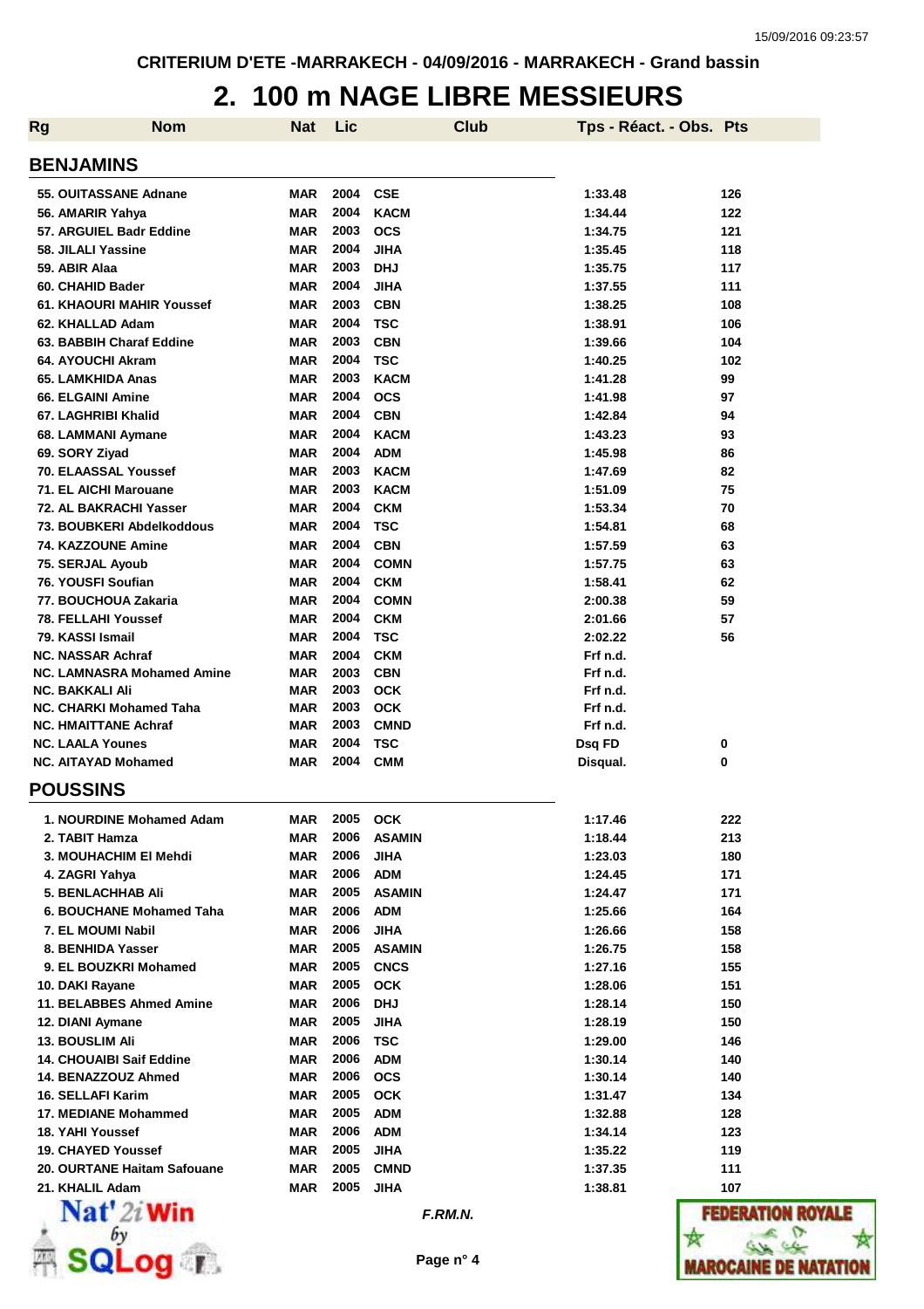CRITERIUM D'ETE -MARRAKECH - 04/09/2016 - MARRAKECH - Grand bassin

# 2. 100 m NAGE LIBRE MESSIEURS

| Rg | Nom | Nat | Lic | Club | Tps - Réact. - Obs. | Pts |
|---|---|---|---|---|---|---|

## BENJAMINS

| Rg | Nom | Nat | Lic | Club | Tps - Réact. - Obs. | Pts |
|---|---|---|---|---|---|---|
| 55. | OUITASSANE Adnane | MAR | 2004 | CSE | 1:33.48 | 126 |
| 56. | AMARIR Yahya | MAR | 2004 | KACM | 1:34.44 | 122 |
| 57. | ARGUIEL Badr Eddine | MAR | 2003 | OCS | 1:34.75 | 121 |
| 58. | JILALI Yassine | MAR | 2004 | JIHA | 1:35.45 | 118 |
| 59. | ABIR Alaa | MAR | 2003 | DHJ | 1:35.75 | 117 |
| 60. | CHAHID Bader | MAR | 2004 | JIHA | 1:37.55 | 111 |
| 61. | KHAOURI MAHIR Youssef | MAR | 2003 | CBN | 1:38.25 | 108 |
| 62. | KHALLAD Adam | MAR | 2004 | TSC | 1:38.91 | 106 |
| 63. | BABBIH Charaf Eddine | MAR | 2003 | CBN | 1:39.66 | 104 |
| 64. | AYOUCHI Akram | MAR | 2004 | TSC | 1:40.25 | 102 |
| 65. | LAMKHIDA Anas | MAR | 2003 | KACM | 1:41.28 | 99 |
| 66. | ELGAINI Amine | MAR | 2004 | OCS | 1:41.98 | 97 |
| 67. | LAGHRIBI Khalid | MAR | 2004 | CBN | 1:42.84 | 94 |
| 68. | LAMMANI Aymane | MAR | 2004 | KACM | 1:43.23 | 93 |
| 69. | SORY Ziyad | MAR | 2004 | ADM | 1:45.98 | 86 |
| 70. | ELAASSAL Youssef | MAR | 2003 | KACM | 1:47.69 | 82 |
| 71. | EL AICHI Marouane | MAR | 2003 | KACM | 1:51.09 | 75 |
| 72. | AL BAKRACHI Yasser | MAR | 2004 | CKM | 1:53.34 | 70 |
| 73. | BOUBKERI Abdelkoddous | MAR | 2004 | TSC | 1:54.81 | 68 |
| 74. | KAZZOUNE Amine | MAR | 2004 | CBN | 1:57.59 | 63 |
| 75. | SERJAL Ayoub | MAR | 2004 | COMN | 1:57.75 | 63 |
| 76. | YOUSFI Soufian | MAR | 2004 | CKM | 1:58.41 | 62 |
| 77. | BOUCHOUA Zakaria | MAR | 2004 | COMN | 2:00.38 | 59 |
| 78. | FELLAHI Youssef | MAR | 2004 | CKM | 2:01.66 | 57 |
| 79. | KASSI Ismail | MAR | 2004 | TSC | 2:02.22 | 56 |
| NC. | NASSAR Achraf | MAR | 2004 | CKM | Frf n.d. | |
| NC. | LAMNASRA Mohamed Amine | MAR | 2003 | CBN | Frf n.d. | |
| NC. | BAKKALI Ali | MAR | 2003 | OCK | Frf n.d. | |
| NC. | CHARKI Mohamed Taha | MAR | 2003 | OCK | Frf n.d. | |
| NC. | HMAITTANE Achraf | MAR | 2003 | CMND | Frf n.d. | |
| NC. | LAALA Younes | MAR | 2004 | TSC | Dsq FD | 0 |
| NC. | AITAYAD Mohamed | MAR | 2004 | CMM | Disqual. | 0 |

## POUSSINS

| Rg | Nom | Nat | Lic | Club | Tps - Réact. - Obs. | Pts |
|---|---|---|---|---|---|---|
| 1. | NOURDINE Mohamed Adam | MAR | 2005 | OCK | 1:17.46 | 222 |
| 2. | TABIT Hamza | MAR | 2006 | ASAMIN | 1:18.44 | 213 |
| 3. | MOUHACHIM El Mehdi | MAR | 2006 | JIHA | 1:23.03 | 180 |
| 4. | ZAGRI Yahya | MAR | 2006 | ADM | 1:24.45 | 171 |
| 5. | BENLACHHAB Ali | MAR | 2005 | ASAMIN | 1:24.47 | 171 |
| 6. | BOUCHANE Mohamed Taha | MAR | 2006 | ADM | 1:25.66 | 164 |
| 7. | EL MOUMI Nabil | MAR | 2006 | JIHA | 1:26.66 | 158 |
| 8. | BENHIDA Yasser | MAR | 2005 | ASAMIN | 1:26.75 | 158 |
| 9. | EL BOUZKRI Mohamed | MAR | 2005 | CNCS | 1:27.16 | 155 |
| 10. | DAKI Rayane | MAR | 2005 | OCK | 1:28.06 | 151 |
| 11. | BELABBES Ahmed Amine | MAR | 2006 | DHJ | 1:28.14 | 150 |
| 12. | DIANI Aymane | MAR | 2005 | JIHA | 1:28.19 | 150 |
| 13. | BOUSLIM Ali | MAR | 2006 | TSC | 1:29.00 | 146 |
| 14. | CHOUAIBI Saif Eddine | MAR | 2006 | ADM | 1:30.14 | 140 |
| 14. | BENAZZOUZ Ahmed | MAR | 2006 | OCS | 1:30.14 | 140 |
| 16. | SELLAFI Karim | MAR | 2005 | OCK | 1:31.47 | 134 |
| 17. | MEDIANE Mohammed | MAR | 2005 | ADM | 1:32.88 | 128 |
| 18. | YAHI Youssef | MAR | 2006 | ADM | 1:34.14 | 123 |
| 19. | CHAYED Youssef | MAR | 2005 | JIHA | 1:35.22 | 119 |
| 20. | OURTANE Haitam Safouane | MAR | 2005 | CMND | 1:37.35 | 111 |
| 21. | KHALIL Adam | MAR | 2005 | JIHA | 1:38.81 | 107 |

*F.RM.N.*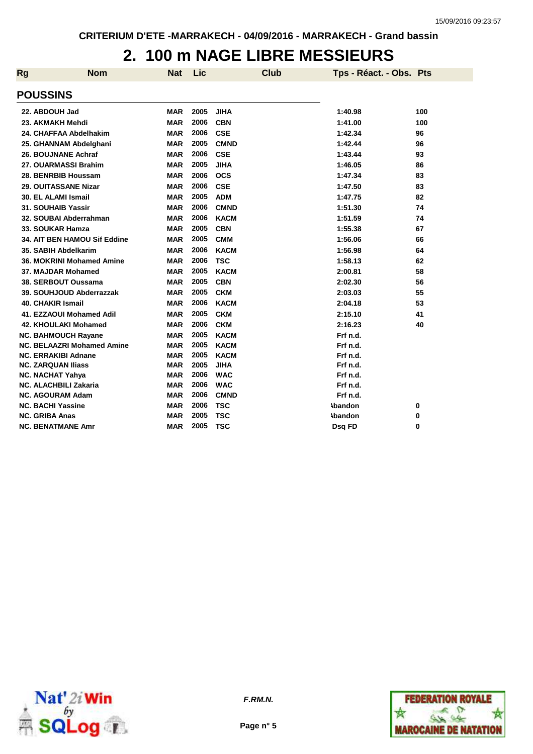CRITERIUM D'ETE -MARRAKECH - 04/09/2016 - MARRAKECH - Grand bassin

# 2. 100 m NAGE LIBRE MESSIEURS

## POUSSINS

| Rg | Nom | Nat | Lic | Club | Tps - Réact. - Obs. | Pts |
|---|---|---|---|---|---|---|
| 22. | ABDOUH Jad | MAR | 2005 | JIHA | 1:40.98 | 100 |
| 23. | AKMAKH Mehdi | MAR | 2006 | CBN | 1:41.00 | 100 |
| 24. | CHAFFAA Abdelhakim | MAR | 2006 | CSE | 1:42.34 | 96 |
| 25. | GHANNAM Abdelghani | MAR | 2005 | CMND | 1:42.44 | 96 |
| 26. | BOUJNANE Achraf | MAR | 2006 | CSE | 1:43.44 | 93 |
| 27. | OUARMASSI Brahim | MAR | 2005 | JIHA | 1:46.05 | 86 |
| 28. | BENRBIB Houssam | MAR | 2006 | OCS | 1:47.34 | 83 |
| 29. | OUITASSANE Nizar | MAR | 2006 | CSE | 1:47.50 | 83 |
| 30. | EL ALAMI Ismail | MAR | 2005 | ADM | 1:47.75 | 82 |
| 31. | SOUHAIB Yassir | MAR | 2006 | CMND | 1:51.30 | 74 |
| 32. | SOUBAI Abderrahman | MAR | 2006 | KACM | 1:51.59 | 74 |
| 33. | SOUKAR Hamza | MAR | 2005 | CBN | 1:55.38 | 67 |
| 34. | AIT BEN HAMOU Sif Eddine | MAR | 2005 | CMM | 1:56.06 | 66 |
| 35. | SABIH Abdelkarim | MAR | 2006 | KACM | 1:56.98 | 64 |
| 36. | MOKRINI Mohamed Amine | MAR | 2006 | TSC | 1:58.13 | 62 |
| 37. | MAJDAR Mohamed | MAR | 2005 | KACM | 2:00.81 | 58 |
| 38. | SERBOUT Oussama | MAR | 2005 | CBN | 2:02.30 | 56 |
| 39. | SOUHJOUD Abderrazzak | MAR | 2005 | CKM | 2:03.03 | 55 |
| 40. | CHAKIR Ismail | MAR | 2006 | KACM | 2:04.18 | 53 |
| 41. | EZZAOUI Mohamed Adil | MAR | 2005 | CKM | 2:15.10 | 41 |
| 42. | KHOULAKI Mohamed | MAR | 2006 | CKM | 2:16.23 | 40 |
| NC. | BAHMOUCH Rayane | MAR | 2005 | KACM | Frf n.d. | |
| NC. | BELAAZRI Mohamed Amine | MAR | 2005 | KACM | Frf n.d. | |
| NC. | ERRAKIBI Adnane | MAR | 2005 | KACM | Frf n.d. | |
| NC. | ZARQUAN Iliass | MAR | 2005 | JIHA | Frf n.d. | |
| NC. | NACHAT Yahya | MAR | 2006 | WAC | Frf n.d. | |
| NC. | ALACHBILI Zakaria | MAR | 2006 | WAC | Frf n.d. | |
| NC. | AGOURAM Adam | MAR | 2006 | CMND | Frf n.d. | |
| NC. | BACHI Yassine | MAR | 2006 | TSC | Abandon | 0 |
| NC. | GRIBA Anas | MAR | 2005 | TSC | Abandon | 0 |
| NC. | BENATMANE Amr | MAR | 2005 | TSC | Dsq FD | 0 |

F.RM.N.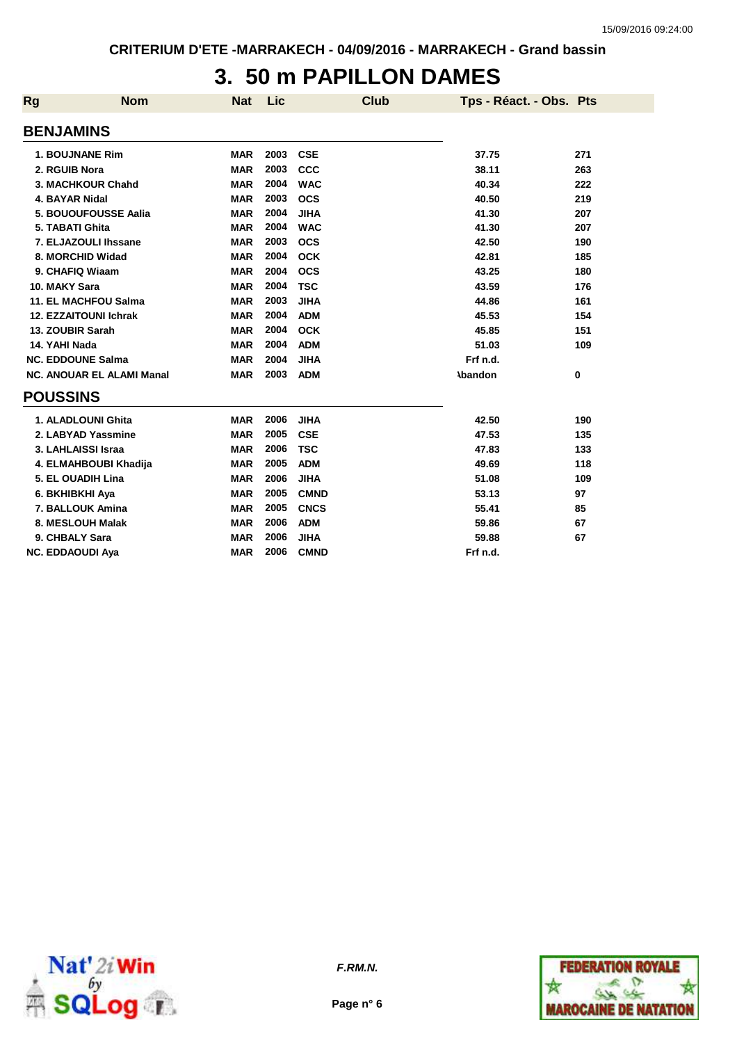CRITERIUM D'ETE -MARRAKECH - 04/09/2016 - MARRAKECH - Grand bassin

# 3. 50 m PAPILLON DAMES

| Rg | Nom | Nat | Lic | Club | Tps - Réact. - Obs. | Pts |
|---|---|---|---|---|---|---|
| **BENJAMINS** | | | | | | |
| 1. | BOUJNANE Rim | MAR | 2003 | CSE | 37.75 | 271 |
| 2. | RGUIB Nora | MAR | 2003 | CCC | 38.11 | 263 |
| 3. | MACHKOUR Chahd | MAR | 2004 | WAC | 40.34 | 222 |
| 4. | BAYAR Nidal | MAR | 2003 | OCS | 40.50 | 219 |
| 5. | BOUOUFOUSSE Aalia | MAR | 2004 | JIHA | 41.30 | 207 |
| 5. | TABATI Ghita | MAR | 2004 | WAC | 41.30 | 207 |
| 7. | ELJAZOULI Ihssane | MAR | 2003 | OCS | 42.50 | 190 |
| 8. | MORCHID Widad | MAR | 2004 | OCK | 42.81 | 185 |
| 9. | CHAFIQ Wiaam | MAR | 2004 | OCS | 43.25 | 180 |
| 10. | MAKY Sara | MAR | 2004 | TSC | 43.59 | 176 |
| 11. | EL MACHFOU Salma | MAR | 2003 | JIHA | 44.86 | 161 |
| 12. | EZZAITOUNI Ichrak | MAR | 2004 | ADM | 45.53 | 154 |
| 13. | ZOUBIR Sarah | MAR | 2004 | OCK | 45.85 | 151 |
| 14. | YAHI Nada | MAR | 2004 | ADM | 51.03 | 109 |
| NC. | EDDOUNE Salma | MAR | 2004 | JIHA | Frf n.d. | |
| NC. | ANOUAR EL ALAMI Manal | MAR | 2003 | ADM | Abandon | 0 |
| **POUSSINS** | | | | | | |
| 1. | ALADLOUNI Ghita | MAR | 2006 | JIHA | 42.50 | 190 |
| 2. | LABYAD Yassmine | MAR | 2005 | CSE | 47.53 | 135 |
| 3. | LAHLAISSI Israa | MAR | 2006 | TSC | 47.83 | 133 |
| 4. | ELMAHBOUBI Khadija | MAR | 2005 | ADM | 49.69 | 118 |
| 5. | EL OUADIH Lina | MAR | 2006 | JIHA | 51.08 | 109 |
| 6. | BKHIBKHI Aya | MAR | 2005 | CMND | 53.13 | 97 |
| 7. | BALLOUK Amina | MAR | 2005 | CNCS | 55.41 | 85 |
| 8. | MESLOUH Malak | MAR | 2006 | ADM | 59.86 | 67 |
| 9. | CHBALY Sara | MAR | 2006 | JIHA | 59.88 | 67 |
| NC. | EDDAOUDI Aya | MAR | 2006 | CMND | Frf n.d. | |

*F.RM.N.*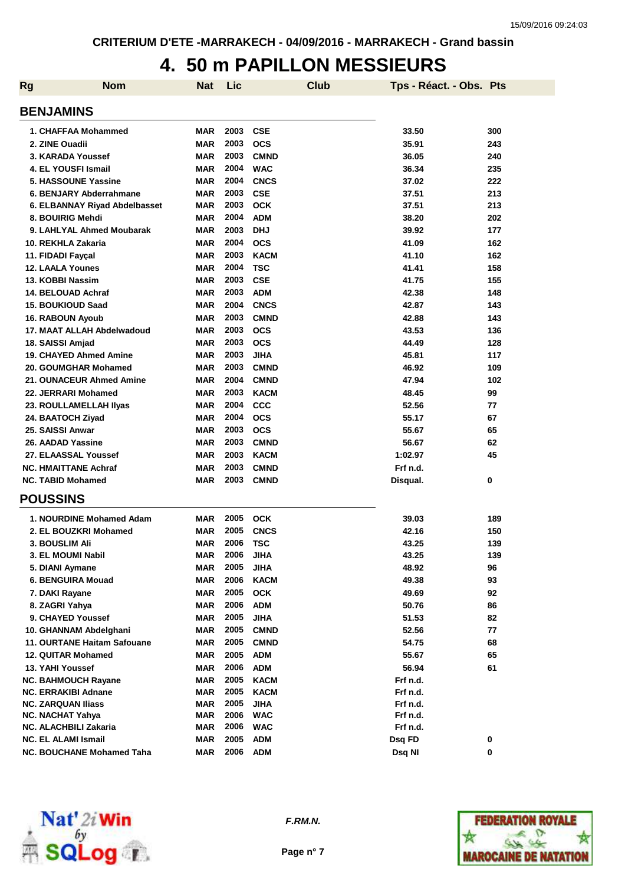CRITERIUM D'ETE -MARRAKECH - 04/09/2016 - MARRAKECH - Grand bassin

# 4. 50 m PAPILLON MESSIEURS

| Rg | Nom | Nat | Lic | Club | Tps - Réact. - Obs. | Pts |
|---|---|---|---|---|---|---|
| **BENJAMINS** | | | | | | |
| 1. | CHAFFAA Mohammed | MAR | 2003 | CSE | 33.50 | 300 |
| 2. | ZINE Ouadii | MAR | 2003 | OCS | 35.91 | 243 |
| 3. | KARADA Youssef | MAR | 2003 | CMND | 36.05 | 240 |
| 4. | EL YOUSFI Ismail | MAR | 2004 | WAC | 36.34 | 235 |
| 5. | HASSOUNE Yassine | MAR | 2004 | CNCS | 37.02 | 222 |
| 6. | BENJARY Abderrahmane | MAR | 2003 | CSE | 37.51 | 213 |
| 6. | ELBANNAY Riyad Abdelbasset | MAR | 2003 | OCK | 37.51 | 213 |
| 8. | BOUIRIG Mehdi | MAR | 2004 | ADM | 38.20 | 202 |
| 9. | LAHLYAL Ahmed Moubarak | MAR | 2003 | DHJ | 39.92 | 177 |
| 10. | REKHLA Zakaria | MAR | 2004 | OCS | 41.09 | 162 |
| 11. | FIDADI Fayçal | MAR | 2003 | KACM | 41.10 | 162 |
| 12. | LAALA Younes | MAR | 2004 | TSC | 41.41 | 158 |
| 13. | KOBBI Nassim | MAR | 2003 | CSE | 41.75 | 155 |
| 14. | BELOUAD Achraf | MAR | 2003 | ADM | 42.38 | 148 |
| 15. | BOUKIOUD Saad | MAR | 2004 | CNCS | 42.87 | 143 |
| 16. | RABOUN Ayoub | MAR | 2003 | CMND | 42.88 | 143 |
| 17. | MAAT ALLAH Abdelwadoud | MAR | 2003 | OCS | 43.53 | 136 |
| 18. | SAISSI Amjad | MAR | 2003 | OCS | 44.49 | 128 |
| 19. | CHAYED Ahmed Amine | MAR | 2003 | JIHA | 45.81 | 117 |
| 20. | GOUMGHAR Mohamed | MAR | 2003 | CMND | 46.92 | 109 |
| 21. | OUNACEUR Ahmed Amine | MAR | 2004 | CMND | 47.94 | 102 |
| 22. | JERRARI Mohamed | MAR | 2003 | KACM | 48.45 | 99 |
| 23. | ROULLAMELLAH Ilyas | MAR | 2004 | CCC | 52.56 | 77 |
| 24. | BAATOCH Ziyad | MAR | 2004 | OCS | 55.17 | 67 |
| 25. | SAISSI Anwar | MAR | 2003 | OCS | 55.67 | 65 |
| 26. | AADAD Yassine | MAR | 2003 | CMND | 56.67 | 62 |
| 27. | ELAASSAL Youssef | MAR | 2003 | KACM | 1:02.97 | 45 |
| NC. | HMAITTANE Achraf | MAR | 2003 | CMND | Frf n.d. | |
| NC. | TABID Mohamed | MAR | 2003 | CMND | Disqual. | 0 |
| **POUSSINS** | | | | | | |
| 1. | NOURDINE Mohamed Adam | MAR | 2005 | OCK | 39.03 | 189 |
| 2. | EL BOUZKRI Mohamed | MAR | 2005 | CNCS | 42.16 | 150 |
| 3. | BOUSLIM Ali | MAR | 2006 | TSC | 43.25 | 139 |
| 3. | EL MOUMI Nabil | MAR | 2006 | JIHA | 43.25 | 139 |
| 5. | DIANI Aymane | MAR | 2005 | JIHA | 48.92 | 96 |
| 6. | BENGUIRA Mouad | MAR | 2006 | KACM | 49.38 | 93 |
| 7. | DAKI Rayane | MAR | 2005 | OCK | 49.69 | 92 |
| 8. | ZAGRI Yahya | MAR | 2006 | ADM | 50.76 | 86 |
| 9. | CHAYED Youssef | MAR | 2005 | JIHA | 51.53 | 82 |
| 10. | GHANNAM Abdelghani | MAR | 2005 | CMND | 52.56 | 77 |
| 11. | OURTANE Haitam Safouane | MAR | 2005 | CMND | 54.75 | 68 |
| 12. | QUITAR Mohamed | MAR | 2005 | ADM | 55.67 | 65 |
| 13. | YAHI Youssef | MAR | 2006 | ADM | 56.94 | 61 |
| NC. | BAHMOUCH Rayane | MAR | 2005 | KACM | Frf n.d. | |
| NC. | ERRAKIBI Adnane | MAR | 2005 | KACM | Frf n.d. | |
| NC. | ZARQUAN Iliass | MAR | 2005 | JIHA | Frf n.d. | |
| NC. | NACHAT Yahya | MAR | 2006 | WAC | Frf n.d. | |
| NC. | ALACHBILI Zakaria | MAR | 2006 | WAC | Frf n.d. | |
| NC. | EL ALAMI Ismail | MAR | 2005 | ADM | Dsq FD | 0 |
| NC. | BOUCHANE Mohamed Taha | MAR | 2006 | ADM | Dsq NI | 0 |

*F.RM.N.*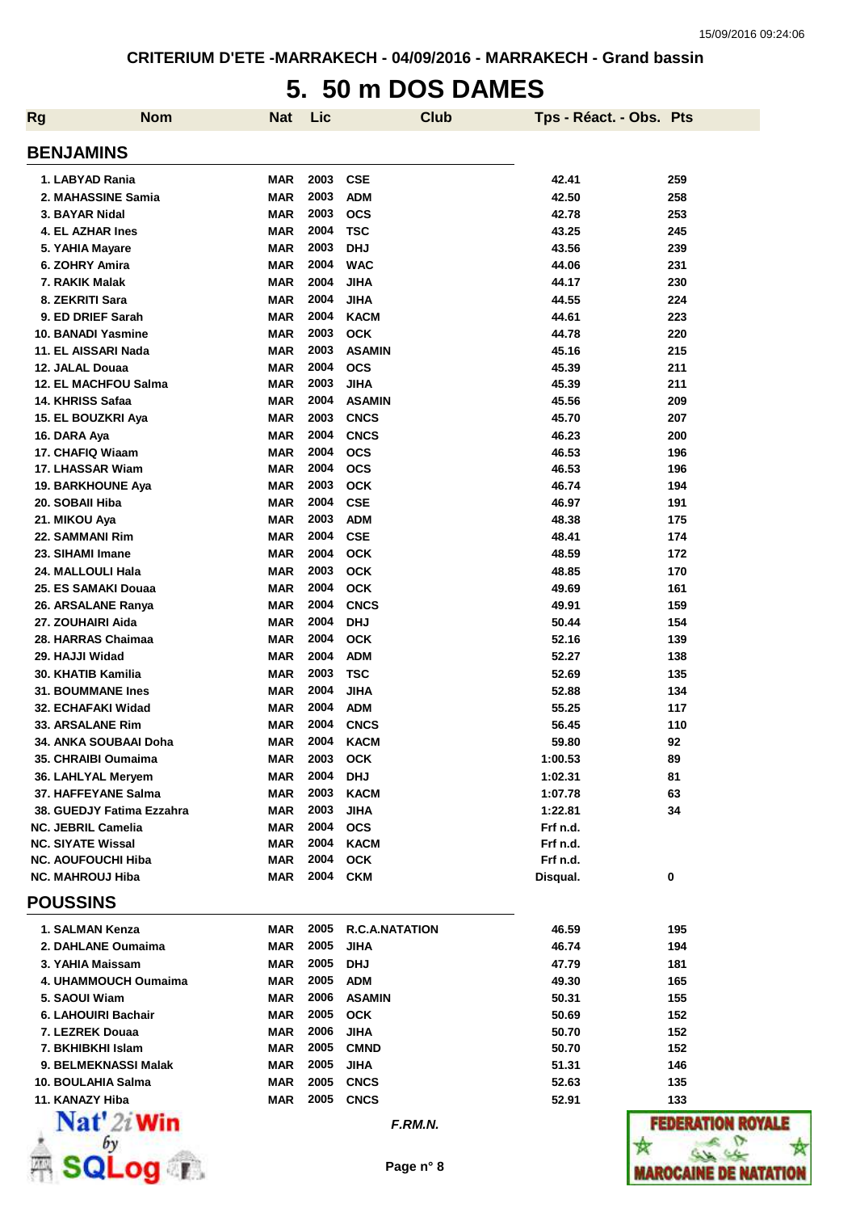CRITERIUM D'ETE -MARRAKECH - 04/09/2016 - MARRAKECH - Grand bassin

# 5. 50 m DOS DAMES

| Rg | Nom | Nat | Lic | Club | Tps - Réact. - Obs. | Pts |
|---|---|---|---|---|---|---|

## BENJAMINS

| Rg | Nom | Nat | Lic | Club | Tps - Réact. - Obs. | Pts |
|---|---|---|---|---|---|---|
| 1. | LABYAD Rania | MAR | 2003 | CSE | 42.41 | 259 |
| 2. | MAHASSINE Samia | MAR | 2003 | ADM | 42.50 | 258 |
| 3. | BAYAR Nidal | MAR | 2003 | OCS | 42.78 | 253 |
| 4. | EL AZHAR Ines | MAR | 2004 | TSC | 43.25 | 245 |
| 5. | YAHIA Mayare | MAR | 2003 | DHJ | 43.56 | 239 |
| 6. | ZOHRY Amira | MAR | 2004 | WAC | 44.06 | 231 |
| 7. | RAKIK Malak | MAR | 2004 | JIHA | 44.17 | 230 |
| 8. | ZEKRITI Sara | MAR | 2004 | JIHA | 44.55 | 224 |
| 9. | ED DRIEF Sarah | MAR | 2004 | KACM | 44.61 | 223 |
| 10. | BANADI Yasmine | MAR | 2003 | OCK | 44.78 | 220 |
| 11. | EL AISSARI Nada | MAR | 2003 | ASAMIN | 45.16 | 215 |
| 12. | JALAL Douaa | MAR | 2004 | OCS | 45.39 | 211 |
| 12. | EL MACHFOU Salma | MAR | 2003 | JIHA | 45.39 | 211 |
| 14. | KHRISS Safaa | MAR | 2004 | ASAMIN | 45.56 | 209 |
| 15. | EL BOUZKRI Aya | MAR | 2003 | CNCS | 45.70 | 207 |
| 16. | DARA Aya | MAR | 2004 | CNCS | 46.23 | 200 |
| 17. | CHAFIQ Wiaam | MAR | 2004 | OCS | 46.53 | 196 |
| 17. | LHASSAR Wiam | MAR | 2004 | OCS | 46.53 | 196 |
| 19. | BARKHOUNE Aya | MAR | 2003 | OCK | 46.74 | 194 |
| 20. | SOBAII Hiba | MAR | 2004 | CSE | 46.97 | 191 |
| 21. | MIKOU Aya | MAR | 2003 | ADM | 48.38 | 175 |
| 22. | SAMMANI Rim | MAR | 2004 | CSE | 48.41 | 174 |
| 23. | SIHAMI Imane | MAR | 2004 | OCK | 48.59 | 172 |
| 24. | MALLOULI Hala | MAR | 2003 | OCK | 48.85 | 170 |
| 25. | ES SAMAKI Douaa | MAR | 2004 | OCK | 49.69 | 161 |
| 26. | ARSALANE Ranya | MAR | 2004 | CNCS | 49.91 | 159 |
| 27. | ZOUHAIRI Aida | MAR | 2004 | DHJ | 50.44 | 154 |
| 28. | HARRAS Chaimaa | MAR | 2004 | OCK | 52.16 | 139 |
| 29. | HAJJI Widad | MAR | 2004 | ADM | 52.27 | 138 |
| 30. | KHATIB Kamilia | MAR | 2003 | TSC | 52.69 | 135 |
| 31. | BOUMMANE Ines | MAR | 2004 | JIHA | 52.88 | 134 |
| 32. | ECHAFAKI Widad | MAR | 2004 | ADM | 55.25 | 117 |
| 33. | ARSALANE Rim | MAR | 2004 | CNCS | 56.45 | 110 |
| 34. | ANKA SOUBAAI Doha | MAR | 2004 | KACM | 59.80 | 92 |
| 35. | CHRAIBI Oumaima | MAR | 2003 | OCK | 1:00.53 | 89 |
| 36. | LAHLYAL Meryem | MAR | 2004 | DHJ | 1:02.31 | 81 |
| 37. | HAFFEYANE Salma | MAR | 2003 | KACM | 1:07.78 | 63 |
| 38. | GUEDJY Fatima Ezzahra | MAR | 2003 | JIHA | 1:22.81 | 34 |
| NC. | JEBRIL Camelia | MAR | 2004 | OCS | Frf n.d. | |
| NC. | SIYATE Wissal | MAR | 2004 | KACM | Frf n.d. | |
| NC. | AOUFOUCHI Hiba | MAR | 2004 | OCK | Frf n.d. | |
| NC. | MAHROUJ Hiba | MAR | 2004 | CKM | Disqual. | 0 |

## POUSSINS

| Rg | Nom | Nat | Lic | Club | Tps - Réact. - Obs. | Pts |
|---|---|---|---|---|---|---|
| 1. | SALMAN Kenza | MAR | 2005 | R.C.A.NATATION | 46.59 | 195 |
| 2. | DAHLANE Oumaima | MAR | 2005 | JIHA | 46.74 | 194 |
| 3. | YAHIA Maissam | MAR | 2005 | DHJ | 47.79 | 181 |
| 4. | UHAMMOUCH Oumaima | MAR | 2005 | ADM | 49.30 | 165 |
| 5. | SAOUI Wiam | MAR | 2006 | ASAMIN | 50.31 | 155 |
| 6. | LAHOUIRI Bachair | MAR | 2005 | OCK | 50.69 | 152 |
| 7. | LEZREK Douaa | MAR | 2006 | JIHA | 50.70 | 152 |
| 7. | BKHIBKHI Islam | MAR | 2005 | CMND | 50.70 | 152 |
| 9. | BELMEKNASSI Malak | MAR | 2005 | JIHA | 51.31 | 146 |
| 10. | BOULAHIA Salma | MAR | 2005 | CNCS | 52.63 | 135 |
| 11. | KANAZY Hiba | MAR | 2005 | CNCS | 52.91 | 133 |

*F.RM.N.*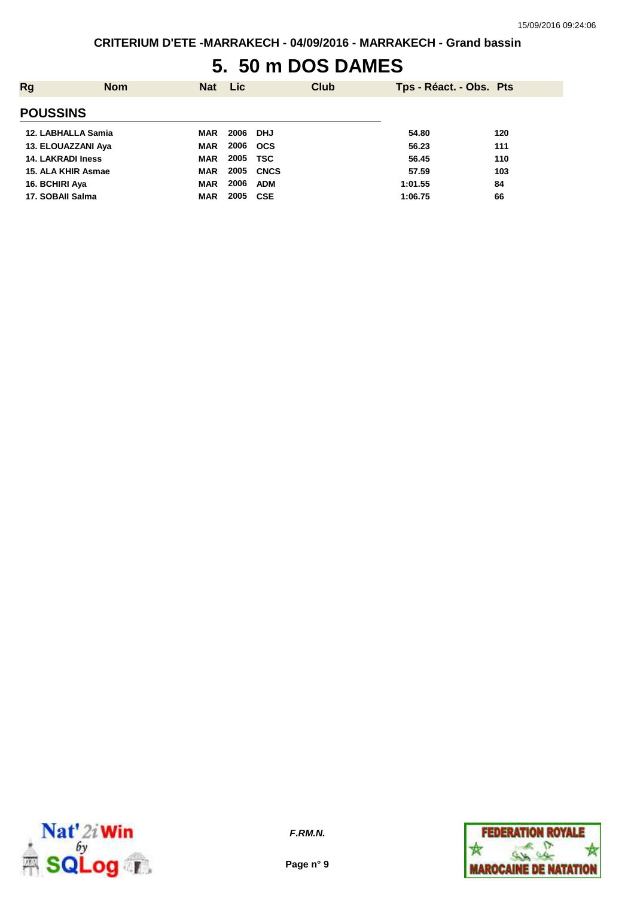# 5. 50 m DOS DAMES

| Rg | Nom | Nat | Lic | Club | Tps - Réact. - Obs. | Pts |
|---|---|---|---|---|---|---|
| **POUSSINS** | | | | | | |
| 12. | LABHALLA Samia | MAR | 2006 | DHJ | 54.80 | 120 |
| 13. | ELOUAZZANI Aya | MAR | 2006 | OCS | 56.23 | 111 |
| 14. | LAKRADI Iness | MAR | 2005 | TSC | 56.45 | 110 |
| 15. | ALA KHIR Asmae | MAR | 2005 | CNCS | 57.59 | 103 |
| 16. | BCHIRI Aya | MAR | 2006 | ADM | 1:01.55 | 84 |
| 17. | SOBAII Salma | MAR | 2005 | CSE | 1:06.75 | 66 |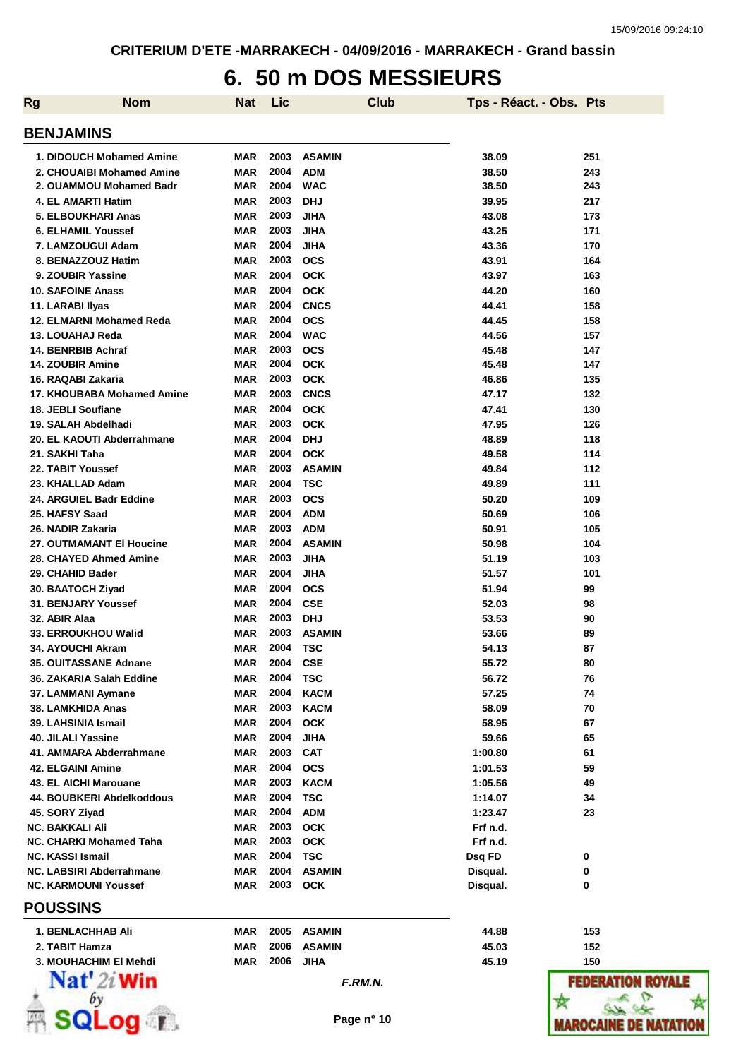CRITERIUM D'ETE -MARRAKECH - 04/09/2016 - MARRAKECH - Grand bassin

# 6. 50 m DOS MESSIEURS

| Rg | Nom | Nat | Lic | Club | Tps - Réact. - Obs. | Pts |
|---|---|---|---|---|---|---|
| **BENJAMINS** | | | | | | |
| 1. | DIDOUCH Mohamed Amine | MAR | 2003 | ASAMIN | 38.09 | 251 |
| 2. | CHOUAIBI Mohamed Amine | MAR | 2004 | ADM | 38.50 | 243 |
| 2. | OUAMMOU Mohamed Badr | MAR | 2004 | WAC | 38.50 | 243 |
| 4. | EL AMARTI Hatim | MAR | 2003 | DHJ | 39.95 | 217 |
| 5. | ELBOUKHARI Anas | MAR | 2003 | JIHA | 43.08 | 173 |
| 6. | ELHAMIL Youssef | MAR | 2003 | JIHA | 43.25 | 171 |
| 7. | LAMZOUGUI Adam | MAR | 2004 | JIHA | 43.36 | 170 |
| 8. | BENAZZOUZ Hatim | MAR | 2003 | OCS | 43.91 | 164 |
| 9. | ZOUBIR Yassine | MAR | 2004 | OCK | 43.97 | 163 |
| 10. | SAFOINE Anass | MAR | 2004 | OCK | 44.20 | 160 |
| 11. | LARABI Ilyas | MAR | 2004 | CNCS | 44.41 | 158 |
| 12. | ELMARNI Mohamed Reda | MAR | 2004 | OCS | 44.45 | 158 |
| 13. | LOUAHAJ Reda | MAR | 2004 | WAC | 44.56 | 157 |
| 14. | BENRBIB Achraf | MAR | 2003 | OCS | 45.48 | 147 |
| 14. | ZOUBIR Amine | MAR | 2004 | OCK | 45.48 | 147 |
| 16. | RAQABI Zakaria | MAR | 2003 | OCK | 46.86 | 135 |
| 17. | KHOUBABA Mohamed Amine | MAR | 2003 | CNCS | 47.17 | 132 |
| 18. | JEBLI Soufiane | MAR | 2004 | OCK | 47.41 | 130 |
| 19. | SALAH Abdelhadi | MAR | 2003 | OCK | 47.95 | 126 |
| 20. | EL KAOUTI Abderrahmane | MAR | 2004 | DHJ | 48.89 | 118 |
| 21. | SAKHI Taha | MAR | 2004 | OCK | 49.58 | 114 |
| 22. | TABIT Youssef | MAR | 2003 | ASAMIN | 49.84 | 112 |
| 23. | KHALLAD Adam | MAR | 2004 | TSC | 49.89 | 111 |
| 24. | ARGUIEL Badr Eddine | MAR | 2003 | OCS | 50.20 | 109 |
| 25. | HAFSY Saad | MAR | 2004 | ADM | 50.69 | 106 |
| 26. | NADIR Zakaria | MAR | 2003 | ADM | 50.91 | 105 |
| 27. | OUTMAMANT El Houcine | MAR | 2004 | ASAMIN | 50.98 | 104 |
| 28. | CHAYED Ahmed Amine | MAR | 2003 | JIHA | 51.19 | 103 |
| 29. | CHAHID Bader | MAR | 2004 | JIHA | 51.57 | 101 |
| 30. | BAATOCH Ziyad | MAR | 2004 | OCS | 51.94 | 99 |
| 31. | BENJARY Youssef | MAR | 2004 | CSE | 52.03 | 98 |
| 32. | ABIR Alaa | MAR | 2003 | DHJ | 53.53 | 90 |
| 33. | ERROUKHOU Walid | MAR | 2003 | ASAMIN | 53.66 | 89 |
| 34. | AYOUCHI Akram | MAR | 2004 | TSC | 54.13 | 87 |
| 35. | OUITASSANE Adnane | MAR | 2004 | CSE | 55.72 | 80 |
| 36. | ZAKARIA Salah Eddine | MAR | 2004 | TSC | 56.72 | 76 |
| 37. | LAMMANI Aymane | MAR | 2004 | KACM | 57.25 | 74 |
| 38. | LAMKHIDA Anas | MAR | 2003 | KACM | 58.09 | 70 |
| 39. | LAHSINIA Ismail | MAR | 2004 | OCK | 58.95 | 67 |
| 40. | JILALI Yassine | MAR | 2004 | JIHA | 59.66 | 65 |
| 41. | AMMARA Abderrahmane | MAR | 2003 | CAT | 1:00.80 | 61 |
| 42. | ELGAINI Amine | MAR | 2004 | OCS | 1:01.53 | 59 |
| 43. | EL AICHI Marouane | MAR | 2003 | KACM | 1:05.56 | 49 |
| 44. | BOUBKERI Abdelkoddous | MAR | 2004 | TSC | 1:14.07 | 34 |
| 45. | SORY Ziyad | MAR | 2004 | ADM | 1:23.47 | 23 |
| NC. | BAKKALI Ali | MAR | 2003 | OCK | Frf n.d. | |
| NC. | CHARKI Mohamed Taha | MAR | 2003 | OCK | Frf n.d. | |
| NC. | KASSI Ismail | MAR | 2004 | TSC | Dsq FD | 0 |
| NC. | LABSIRI Abderrahmane | MAR | 2004 | ASAMIN | Disqual. | 0 |
| NC. | KARMOUNI Youssef | MAR | 2003 | OCK | Disqual. | 0 |
| **POUSSINS** | | | | | | |
| 1. | BENLACHHAB Ali | MAR | 2005 | ASAMIN | 44.88 | 153 |
| 2. | TABIT Hamza | MAR | 2006 | ASAMIN | 45.03 | 152 |
| 3. | MOUHACHIM El Mehdi | MAR | 2006 | JIHA | 45.19 | 150 |

F.RM.N.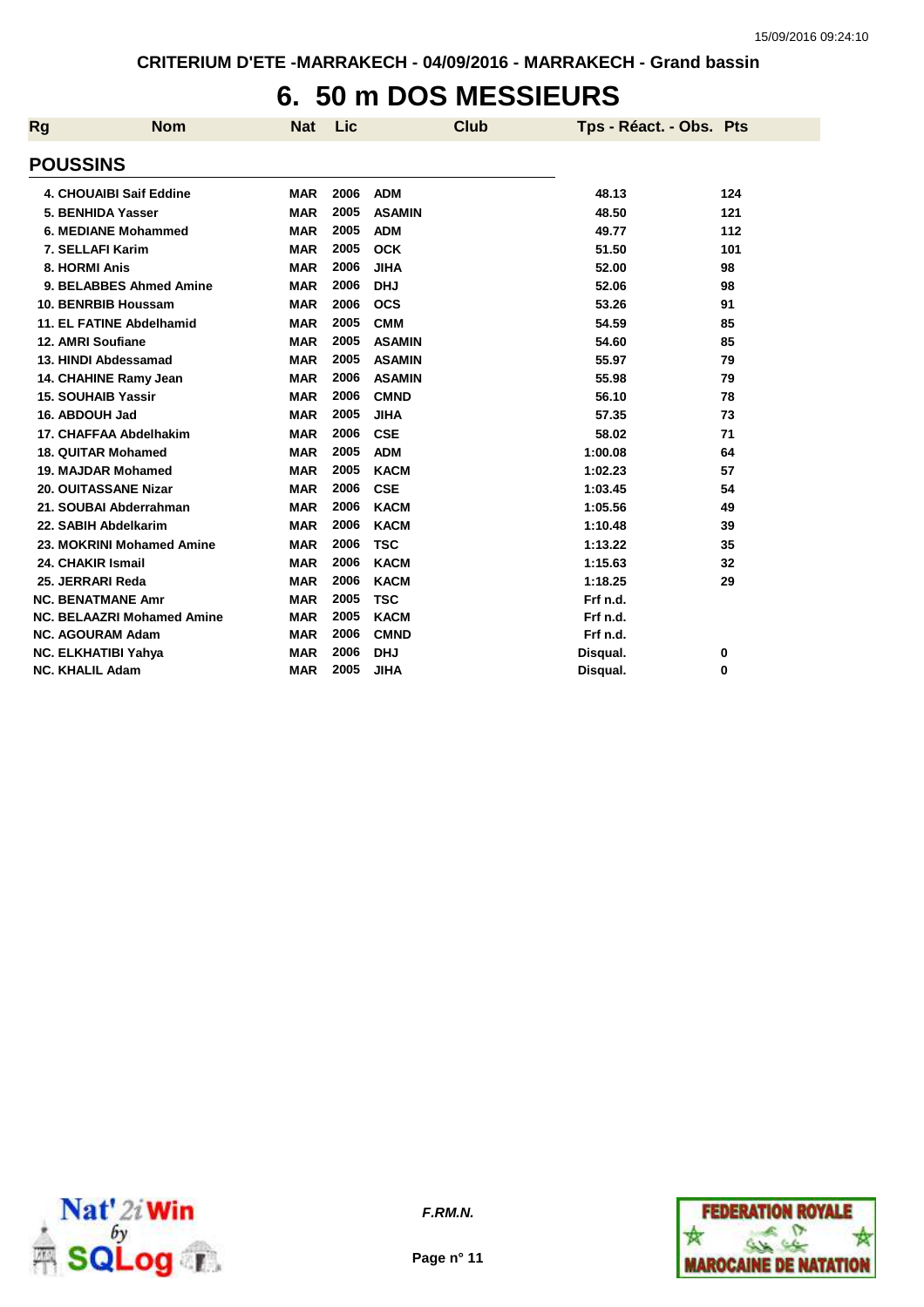CRITERIUM D'ETE -MARRAKECH - 04/09/2016 - MARRAKECH - Grand bassin

# 6. 50 m DOS MESSIEURS

## POUSSINS

| Rg | Nom | Nat | Lic | Club | Tps - Réact. - Obs. | Pts |
|---|---|---|---|---|---|---|
| 4. | CHOUAIBI Saif Eddine | MAR | 2006 | ADM | 48.13 | 124 |
| 5. | BENHIDA Yasser | MAR | 2005 | ASAMIN | 48.50 | 121 |
| 6. | MEDIANE Mohammed | MAR | 2005 | ADM | 49.77 | 112 |
| 7. | SELLAFI Karim | MAR | 2005 | OCK | 51.50 | 101 |
| 8. | HORMI Anis | MAR | 2006 | JIHA | 52.00 | 98 |
| 9. | BELABBES Ahmed Amine | MAR | 2006 | DHJ | 52.06 | 98 |
| 10. | BENRBIB Houssam | MAR | 2006 | OCS | 53.26 | 91 |
| 11. | EL FATINE Abdelhamid | MAR | 2005 | CMM | 54.59 | 85 |
| 12. | AMRI Soufiane | MAR | 2005 | ASAMIN | 54.60 | 85 |
| 13. | HINDI Abdessamad | MAR | 2005 | ASAMIN | 55.97 | 79 |
| 14. | CHAHINE Ramy Jean | MAR | 2006 | ASAMIN | 55.98 | 79 |
| 15. | SOUHAIB Yassir | MAR | 2006 | CMND | 56.10 | 78 |
| 16. | ABDOUH Jad | MAR | 2005 | JIHA | 57.35 | 73 |
| 17. | CHAFFAA Abdelhakim | MAR | 2006 | CSE | 58.02 | 71 |
| 18. | QUITAR Mohamed | MAR | 2005 | ADM | 1:00.08 | 64 |
| 19. | MAJDAR Mohamed | MAR | 2005 | KACM | 1:02.23 | 57 |
| 20. | OUITASSANE Nizar | MAR | 2006 | CSE | 1:03.45 | 54 |
| 21. | SOUBAI Abderrahman | MAR | 2006 | KACM | 1:05.56 | 49 |
| 22. | SABIH Abdelkarim | MAR | 2006 | KACM | 1:10.48 | 39 |
| 23. | MOKRINI Mohamed Amine | MAR | 2006 | TSC | 1:13.22 | 35 |
| 24. | CHAKIR Ismail | MAR | 2006 | KACM | 1:15.63 | 32 |
| 25. | JERRARI Reda | MAR | 2006 | KACM | 1:18.25 | 29 |
| NC. | BENATMANE Amr | MAR | 2005 | TSC | Frf n.d. | |
| NC. | BELAAZRI Mohamed Amine | MAR | 2005 | KACM | Frf n.d. | |
| NC. | AGOURAM Adam | MAR | 2006 | CMND | Frf n.d. | |
| NC. | ELKHATIBI Yahya | MAR | 2006 | DHJ | Disqual. | 0 |
| NC. | KHALIL Adam | MAR | 2005 | JIHA | Disqual. | 0 |

*F.RM.N.*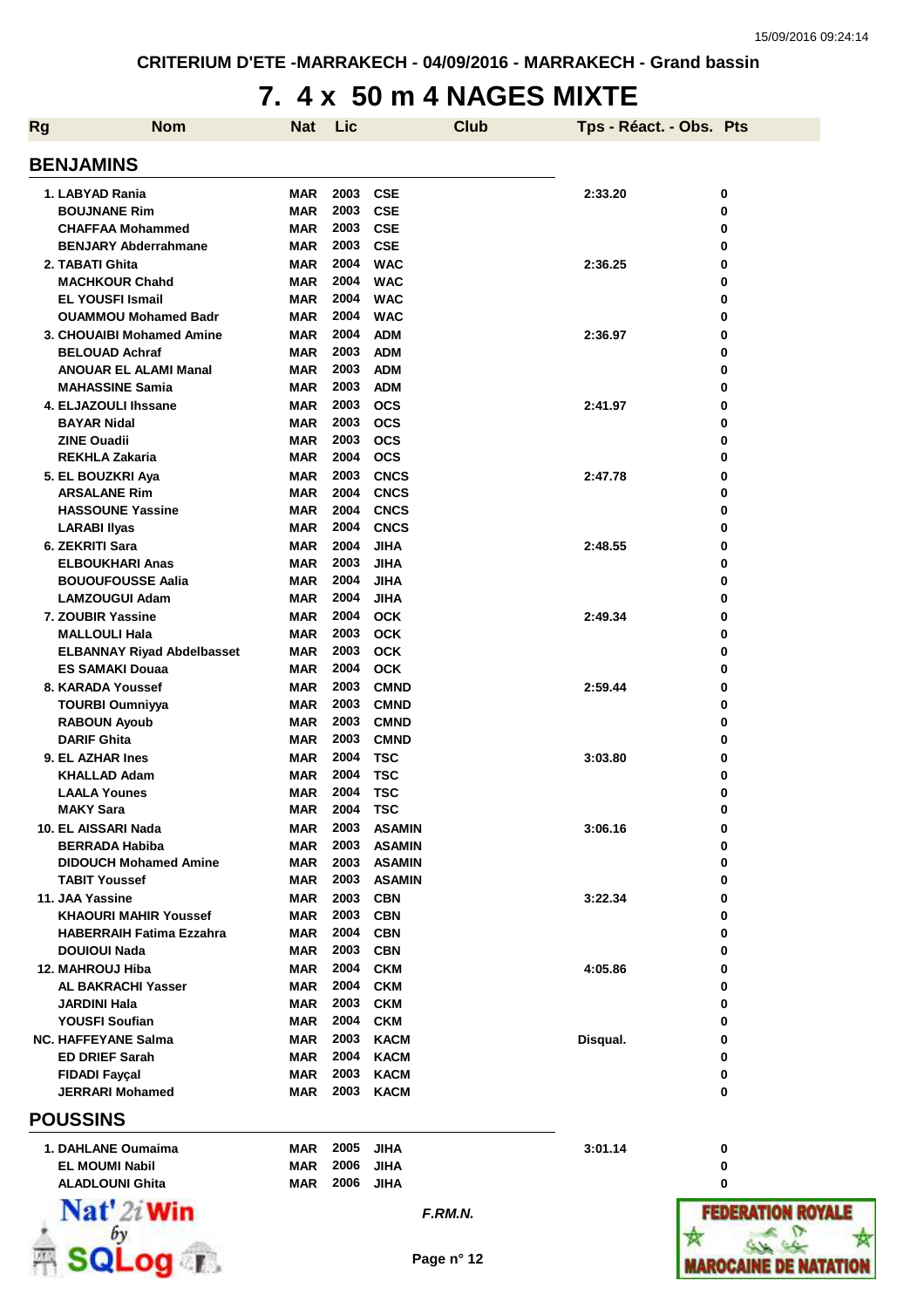CRITERIUM D'ETE -MARRAKECH - 04/09/2016 - MARRAKECH - Grand bassin

# 7. 4 x 50 m 4 NAGES MIXTE

| Rg | Nom | Nat | Lic | Club | Tps - Réact. - Obs. | Pts |
|---|---|---|---|---|---|---|
| **BENJAMINS** | | | | | | |
| 1. | LABYAD Rania | MAR | 2003 | CSE | 2:33.20 | 0 |
| | BOUJNANE Rim | MAR | 2003 | CSE | | 0 |
| | CHAFFAA Mohammed | MAR | 2003 | CSE | | 0 |
| | BENJARY Abderrahmane | MAR | 2003 | CSE | | 0 |
| 2. | TABATI Ghita | MAR | 2004 | WAC | 2:36.25 | 0 |
| | MACHKOUR Chahd | MAR | 2004 | WAC | | 0 |
| | EL YOUSFI Ismail | MAR | 2004 | WAC | | 0 |
| | OUAMMOU Mohamed Badr | MAR | 2004 | WAC | | 0 |
| 3. | CHOUAIBI Mohamed Amine | MAR | 2004 | ADM | 2:36.97 | 0 |
| | BELOUAD Achraf | MAR | 2003 | ADM | | 0 |
| | ANOUAR EL ALAMI Manal | MAR | 2003 | ADM | | 0 |
| | MAHASSINE Samia | MAR | 2003 | ADM | | 0 |
| 4. | ELJAZOULI Ihssane | MAR | 2003 | OCS | 2:41.97 | 0 |
| | BAYAR Nidal | MAR | 2003 | OCS | | 0 |
| | ZINE Ouadii | MAR | 2003 | OCS | | 0 |
| | REKHLA Zakaria | MAR | 2004 | OCS | | 0 |
| 5. | EL BOUZKRI Aya | MAR | 2003 | CNCS | 2:47.78 | 0 |
| | ARSALANE Rim | MAR | 2004 | CNCS | | 0 |
| | HASSOUNE Yassine | MAR | 2004 | CNCS | | 0 |
| | LARABI Ilyas | MAR | 2004 | CNCS | | 0 |
| 6. | ZEKRITI Sara | MAR | 2004 | JIHA | 2:48.55 | 0 |
| | ELBOUKHARI Anas | MAR | 2003 | JIHA | | 0 |
| | BOUOUFOUSSE Aalia | MAR | 2004 | JIHA | | 0 |
| | LAMZOUGUI Adam | MAR | 2004 | JIHA | | 0 |
| 7. | ZOUBIR Yassine | MAR | 2004 | OCK | 2:49.34 | 0 |
| | MALLOULI Hala | MAR | 2003 | OCK | | 0 |
| | ELBANNAY Riyad Abdelbasset | MAR | 2003 | OCK | | 0 |
| | ES SAMAKI Douaa | MAR | 2004 | OCK | | 0 |
| 8. | KARADA Youssef | MAR | 2003 | CMND | 2:59.44 | 0 |
| | TOURBI Oumniyya | MAR | 2003 | CMND | | 0 |
| | RABOUN Ayoub | MAR | 2003 | CMND | | 0 |
| | DARIF Ghita | MAR | 2003 | CMND | | 0 |
| 9. | EL AZHAR Ines | MAR | 2004 | TSC | 3:03.80 | 0 |
| | KHALLAD Adam | MAR | 2004 | TSC | | 0 |
| | LAALA Younes | MAR | 2004 | TSC | | 0 |
| | MAKY Sara | MAR | 2004 | TSC | | 0 |
| 10. | EL AISSARI Nada | MAR | 2003 | ASAMIN | 3:06.16 | 0 |
| | BERRADA Habiba | MAR | 2003 | ASAMIN | | 0 |
| | DIDOUCH Mohamed Amine | MAR | 2003 | ASAMIN | | 0 |
| | TABIT Youssef | MAR | 2003 | ASAMIN | | 0 |
| 11. | JAA Yassine | MAR | 2003 | CBN | 3:22.34 | 0 |
| | KHAOURI MAHIR Youssef | MAR | 2003 | CBN | | 0 |
| | HABERRAIH Fatima Ezzahra | MAR | 2004 | CBN | | 0 |
| | DOUIOUI Nada | MAR | 2003 | CBN | | 0 |
| 12. | MAHROUJ Hiba | MAR | 2004 | CKM | 4:05.86 | 0 |
| | AL BAKRACHI Yasser | MAR | 2004 | CKM | | 0 |
| | JARDINI Hala | MAR | 2003 | CKM | | 0 |
| | YOUSFI Soufian | MAR | 2004 | CKM | | 0 |
| NC. | HAFFEYANE Salma | MAR | 2003 | KACM | Disqual. | 0 |
| | ED DRIEF Sarah | MAR | 2004 | KACM | | 0 |
| | FIDADI Fayçal | MAR | 2003 | KACM | | 0 |
| | JERRARI Mohamed | MAR | 2003 | KACM | | 0 |
| **POUSSINS** | | | | | | |
| 1. | DAHLANE Oumaima | MAR | 2005 | JIHA | 3:01.14 | 0 |
| | EL MOUMI Nabil | MAR | 2006 | JIHA | | 0 |
| | ALADLOUNI Ghita | MAR | 2006 | JIHA | | 0 |

*F.RM.N.*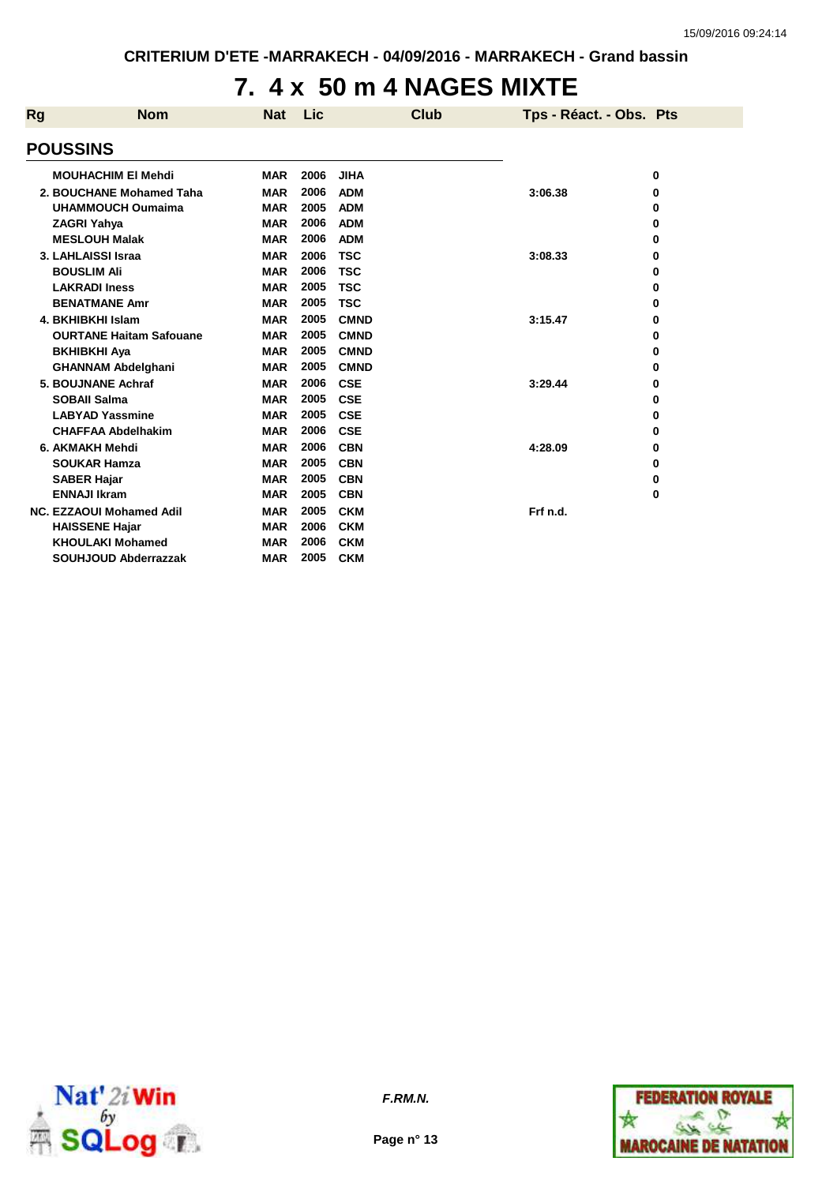CRITERIUM D'ETE -MARRAKECH - 04/09/2016 - MARRAKECH - Grand bassin

# 7. 4 x 50 m 4 NAGES MIXTE

| Rg | Nom | Nat | Lic | Club | Tps - Réact. - Obs. | Pts |
|---|---|---|---|---|---|---|
| **POUSSINS** | | | | | | |
| | MOUHACHIM El Mehdi | MAR | 2006 | JIHA | | 0 |
| 2. | BOUCHANE Mohamed Taha | MAR | 2006 | ADM | 3:06.38 | 0 |
| | UHAMMOUCH Oumaima | MAR | 2005 | ADM | | 0 |
| | ZAGRI Yahya | MAR | 2006 | ADM | | 0 |
| | MESLOUH Malak | MAR | 2006 | ADM | | 0 |
| 3. | LAHLAISSI Israa | MAR | 2006 | TSC | 3:08.33 | 0 |
| | BOUSLIM Ali | MAR | 2006 | TSC | | 0 |
| | LAKRADI Iness | MAR | 2005 | TSC | | 0 |
| | BENATMANE Amr | MAR | 2005 | TSC | | 0 |
| 4. | BKHIBKHI Islam | MAR | 2005 | CMND | 3:15.47 | 0 |
| | OURTANE Haitam Safouane | MAR | 2005 | CMND | | 0 |
| | BKHIBKHI Aya | MAR | 2005 | CMND | | 0 |
| | GHANNAM Abdelghani | MAR | 2005 | CMND | | 0 |
| 5. | BOUJNANE Achraf | MAR | 2006 | CSE | 3:29.44 | 0 |
| | SOBAII Salma | MAR | 2005 | CSE | | 0 |
| | LABYAD Yassmine | MAR | 2005 | CSE | | 0 |
| | CHAFFAA Abdelhakim | MAR | 2006 | CSE | | 0 |
| 6. | AKMAKH Mehdi | MAR | 2006 | CBN | 4:28.09 | 0 |
| | SOUKAR Hamza | MAR | 2005 | CBN | | 0 |
| | SABER Hajar | MAR | 2005 | CBN | | 0 |
| | ENNAJI Ikram | MAR | 2005 | CBN | | 0 |
| NC. | EZZAOUI Mohamed Adil | MAR | 2005 | CKM | Frf n.d. | |
| | HAISSENE Hajar | MAR | 2006 | CKM | | |
| | KHOULAKI Mohamed | MAR | 2006 | CKM | | |
| | SOUHJOUD Abderrazzak | MAR | 2005 | CKM | | |

*F.RM.N.*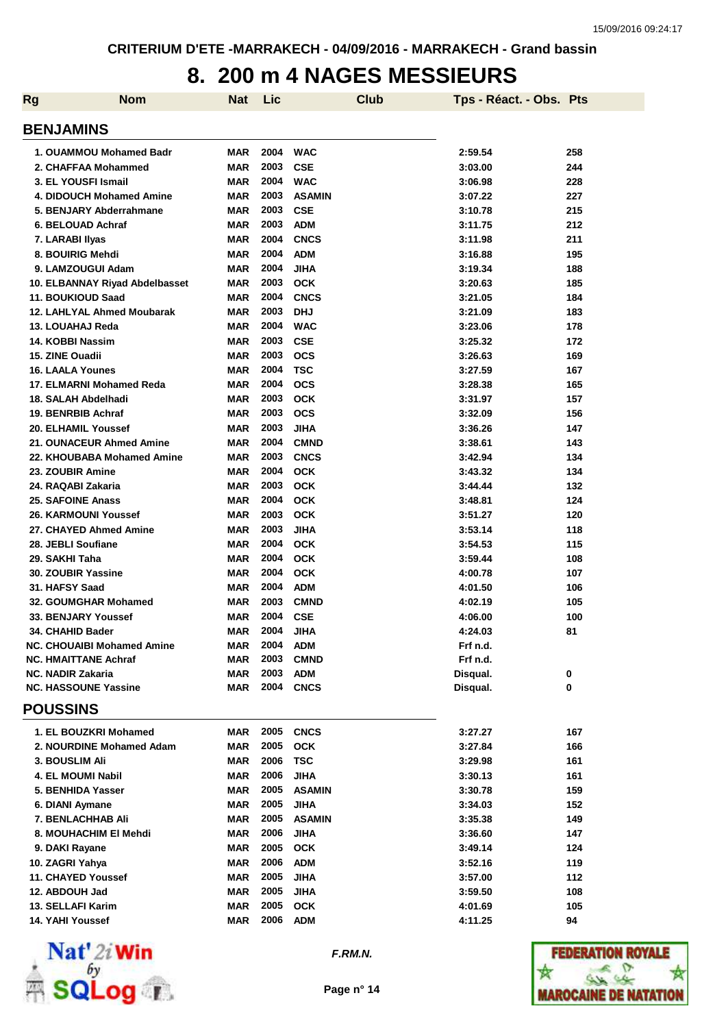CRITERIUM D'ETE -MARRAKECH - 04/09/2016 - MARRAKECH - Grand bassin

# 8. 200 m 4 NAGES MESSIEURS

| Rg | Nom | Nat | Lic | Club | Tps - Réact. - Obs. | Pts |
|---|---|---|---|---|---|---|

## BENJAMINS

| Rg | Nom | Nat | Lic | Club | Tps - Réact. - Obs. | Pts |
|---|---|---|---|---|---|---|
| 1. | OUAMMOU Mohamed Badr | MAR | 2004 | WAC | 2:59.54 | 258 |
| 2. | CHAFFAA Mohammed | MAR | 2003 | CSE | 3:03.00 | 244 |
| 3. | EL YOUSFI Ismail | MAR | 2004 | WAC | 3:06.98 | 228 |
| 4. | DIDOUCH Mohamed Amine | MAR | 2003 | ASAMIN | 3:07.22 | 227 |
| 5. | BENJARY Abderrahmane | MAR | 2003 | CSE | 3:10.78 | 215 |
| 6. | BELOUAD Achraf | MAR | 2003 | ADM | 3:11.75 | 212 |
| 7. | LARABI Ilyas | MAR | 2004 | CNCS | 3:11.98 | 211 |
| 8. | BOUIRIG Mehdi | MAR | 2004 | ADM | 3:16.88 | 195 |
| 9. | LAMZOUGUI Adam | MAR | 2004 | JIHA | 3:19.34 | 188 |
| 10. | ELBANNAY Riyad Abdelbasset | MAR | 2003 | OCK | 3:20.63 | 185 |
| 11. | BOUKIOUD Saad | MAR | 2004 | CNCS | 3:21.05 | 184 |
| 12. | LAHLYAL Ahmed Moubarak | MAR | 2003 | DHJ | 3:21.09 | 183 |
| 13. | LOUAHAJ Reda | MAR | 2004 | WAC | 3:23.06 | 178 |
| 14. | KOBBI Nassim | MAR | 2003 | CSE | 3:25.32 | 172 |
| 15. | ZINE Ouadii | MAR | 2003 | OCS | 3:26.63 | 169 |
| 16. | LAALA Younes | MAR | 2004 | TSC | 3:27.59 | 167 |
| 17. | ELMARNI Mohamed Reda | MAR | 2004 | OCS | 3:28.38 | 165 |
| 18. | SALAH Abdelhadi | MAR | 2003 | OCK | 3:31.97 | 157 |
| 19. | BENRBIB Achraf | MAR | 2003 | OCS | 3:32.09 | 156 |
| 20. | ELHAMIL Youssef | MAR | 2003 | JIHA | 3:36.26 | 147 |
| 21. | OUNACEUR Ahmed Amine | MAR | 2004 | CMND | 3:38.61 | 143 |
| 22. | KHOUBABA Mohamed Amine | MAR | 2003 | CNCS | 3:42.94 | 134 |
| 23. | ZOUBIR Amine | MAR | 2004 | OCK | 3:43.32 | 134 |
| 24. | RAQABI Zakaria | MAR | 2003 | OCK | 3:44.44 | 132 |
| 25. | SAFOINE Anass | MAR | 2004 | OCK | 3:48.81 | 124 |
| 26. | KARMOUNI Youssef | MAR | 2003 | OCK | 3:51.27 | 120 |
| 27. | CHAYED Ahmed Amine | MAR | 2003 | JIHA | 3:53.14 | 118 |
| 28. | JEBLI Soufiane | MAR | 2004 | OCK | 3:54.53 | 115 |
| 29. | SAKHI Taha | MAR | 2004 | OCK | 3:59.44 | 108 |
| 30. | ZOUBIR Yassine | MAR | 2004 | OCK | 4:00.78 | 107 |
| 31. | HAFSY Saad | MAR | 2004 | ADM | 4:01.50 | 106 |
| 32. | GOUMGHAR Mohamed | MAR | 2003 | CMND | 4:02.19 | 105 |
| 33. | BENJARY Youssef | MAR | 2004 | CSE | 4:06.00 | 100 |
| 34. | CHAHID Bader | MAR | 2004 | JIHA | 4:24.03 | 81 |
| NC. | CHOUAIBI Mohamed Amine | MAR | 2004 | ADM | Frf n.d. | |
| NC. | HMAITTANE Achraf | MAR | 2003 | CMND | Frf n.d. | |
| NC. | NADIR Zakaria | MAR | 2003 | ADM | Disqual. | 0 |
| NC. | HASSOUNE Yassine | MAR | 2004 | CNCS | Disqual. | 0 |

## POUSSINS

| Rg | Nom | Nat | Lic | Club | Tps - Réact. - Obs. | Pts |
|---|---|---|---|---|---|---|
| 1. | EL BOUZKRI Mohamed | MAR | 2005 | CNCS | 3:27.27 | 167 |
| 2. | NOURDINE Mohamed Adam | MAR | 2005 | OCK | 3:27.84 | 166 |
| 3. | BOUSLIM Ali | MAR | 2006 | TSC | 3:29.98 | 161 |
| 4. | EL MOUMI Nabil | MAR | 2006 | JIHA | 3:30.13 | 161 |
| 5. | BENHIDA Yasser | MAR | 2005 | ASAMIN | 3:30.78 | 159 |
| 6. | DIANI Aymane | MAR | 2005 | JIHA | 3:34.03 | 152 |
| 7. | BENLACHHAB Ali | MAR | 2005 | ASAMIN | 3:35.38 | 149 |
| 8. | MOUHACHIM El Mehdi | MAR | 2006 | JIHA | 3:36.60 | 147 |
| 9. | DAKI Rayane | MAR | 2005 | OCK | 3:49.14 | 124 |
| 10. | ZAGRI Yahya | MAR | 2006 | ADM | 3:52.16 | 119 |
| 11. | CHAYED Youssef | MAR | 2005 | JIHA | 3:57.00 | 112 |
| 12. | ABDOUH Jad | MAR | 2005 | JIHA | 3:59.50 | 108 |
| 13. | SELLAFI Karim | MAR | 2005 | OCK | 4:01.69 | 105 |
| 14. | YAHI Youssef | MAR | 2006 | ADM | 4:11.25 | 94 |

F.RM.N.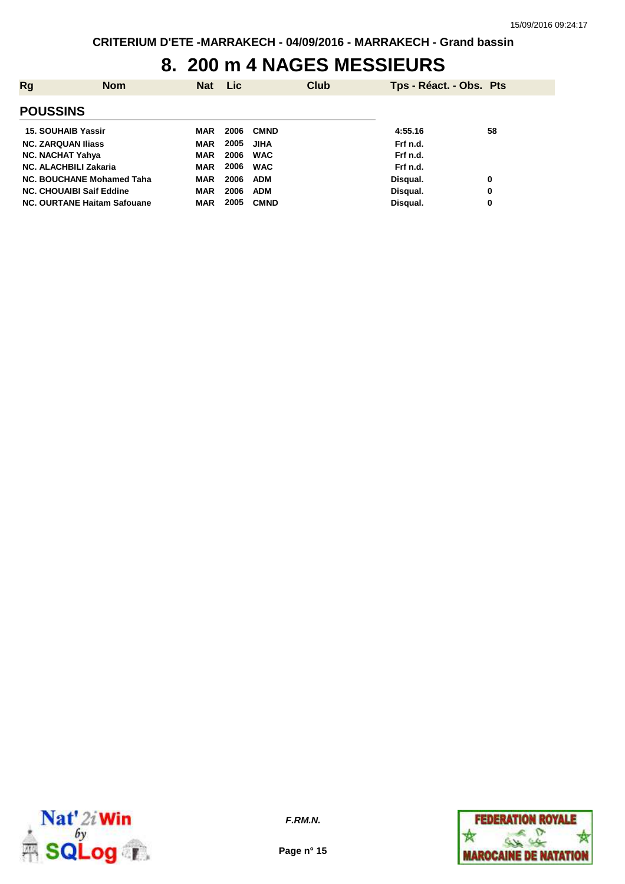CRITERIUM D'ETE -MARRAKECH - 04/09/2016 - MARRAKECH - Grand bassin

# 8. 200 m 4 NAGES MESSIEURS

| Rg | Nom | Nat | Lic | Club | Tps - Réact. - Obs. | Pts |
|---|---|---|---|---|---|---|

## POUSSINS

| Rg | Nom | Nat | Lic | Club | Tps - Réact. - Obs. | Pts |
|---|---|---|---|---|---|---|
| 15. | SOUHAIB Yassir | MAR | 2006 | CMND | 4:55.16 | 58 |
| NC. | ZARQUAN Iliass | MAR | 2005 | JIHA | Frf n.d. | |
| NC. | NACHAT Yahya | MAR | 2006 | WAC | Frf n.d. | |
| NC. | ALACHBILI Zakaria | MAR | 2006 | WAC | Frf n.d. | |
| NC. | BOUCHANE Mohamed Taha | MAR | 2006 | ADM | Disqual. | 0 |
| NC. | CHOUAIBI Saif Eddine | MAR | 2006 | ADM | Disqual. | 0 |
| NC. | OURTANE Haitam Safouane | MAR | 2005 | CMND | Disqual. | 0 |

*F.RM.N.*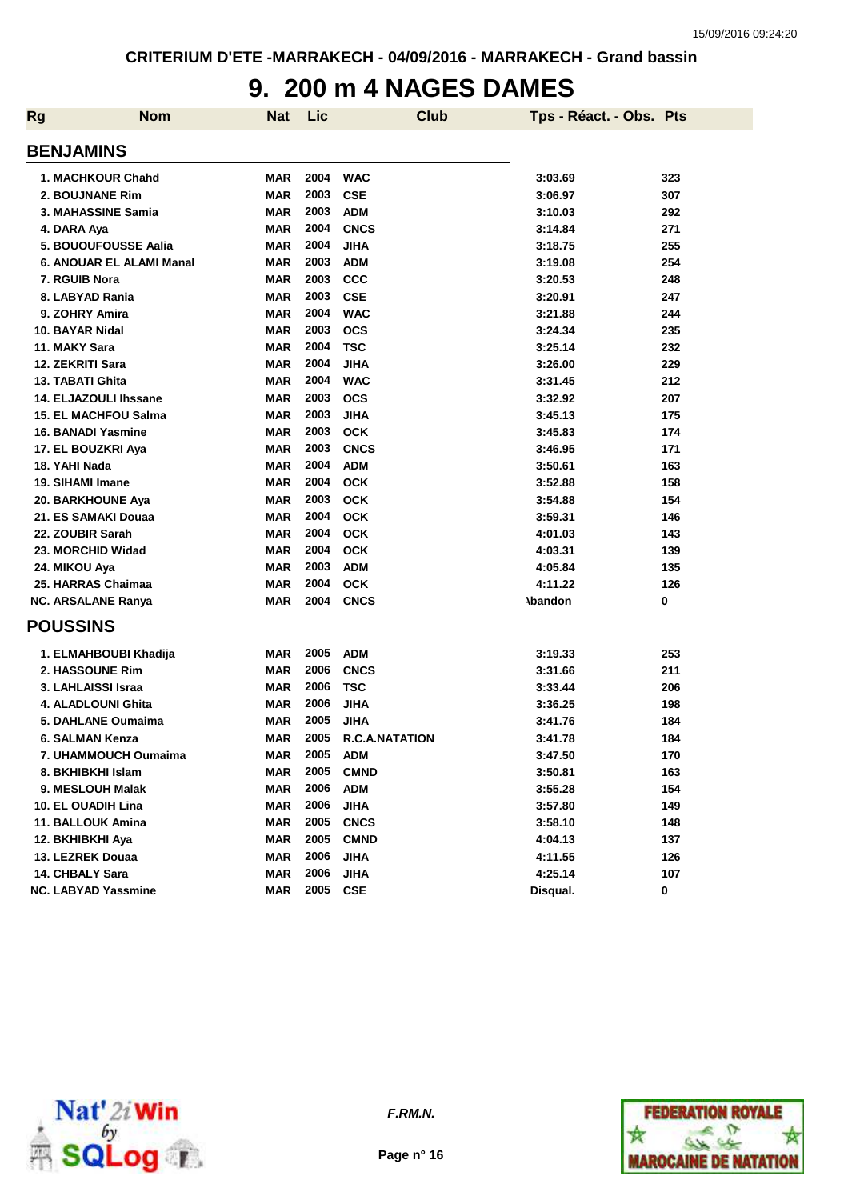CRITERIUM D'ETE -MARRAKECH - 04/09/2016 - MARRAKECH - Grand bassin

# 9. 200 m 4 NAGES DAMES

| Rg | Nom | Nat | Lic | Club | Tps - Réact. - Obs. | Pts |
|---|---|---|---|---|---|---|
| **BENJAMINS** | | | | | | |
| 1. | MACHKOUR Chahd | MAR | 2004 | WAC | 3:03.69 | 323 |
| 2. | BOUJNANE Rim | MAR | 2003 | CSE | 3:06.97 | 307 |
| 3. | MAHASSINE Samia | MAR | 2003 | ADM | 3:10.03 | 292 |
| 4. | DARA Aya | MAR | 2004 | CNCS | 3:14.84 | 271 |
| 5. | BOUOUFOUSSE Aalia | MAR | 2004 | JIHA | 3:18.75 | 255 |
| 6. | ANOUAR EL ALAMI Manal | MAR | 2003 | ADM | 3:19.08 | 254 |
| 7. | RGUIB Nora | MAR | 2003 | CCC | 3:20.53 | 248 |
| 8. | LABYAD Rania | MAR | 2003 | CSE | 3:20.91 | 247 |
| 9. | ZOHRY Amira | MAR | 2004 | WAC | 3:21.88 | 244 |
| 10. | BAYAR Nidal | MAR | 2003 | OCS | 3:24.34 | 235 |
| 11. | MAKY Sara | MAR | 2004 | TSC | 3:25.14 | 232 |
| 12. | ZEKRITI Sara | MAR | 2004 | JIHA | 3:26.00 | 229 |
| 13. | TABATI Ghita | MAR | 2004 | WAC | 3:31.45 | 212 |
| 14. | ELJAZOULI Ihssane | MAR | 2003 | OCS | 3:32.92 | 207 |
| 15. | EL MACHFOU Salma | MAR | 2003 | JIHA | 3:45.13 | 175 |
| 16. | BANADI Yasmine | MAR | 2003 | OCK | 3:45.83 | 174 |
| 17. | EL BOUZKRI Aya | MAR | 2003 | CNCS | 3:46.95 | 171 |
| 18. | YAHI Nada | MAR | 2004 | ADM | 3:50.61 | 163 |
| 19. | SIHAMI Imane | MAR | 2004 | OCK | 3:52.88 | 158 |
| 20. | BARKHOUNE Aya | MAR | 2003 | OCK | 3:54.88 | 154 |
| 21. | ES SAMAKI Douaa | MAR | 2004 | OCK | 3:59.31 | 146 |
| 22. | ZOUBIR Sarah | MAR | 2004 | OCK | 4:01.03 | 143 |
| 23. | MORCHID Widad | MAR | 2004 | OCK | 4:03.31 | 139 |
| 24. | MIKOU Aya | MAR | 2003 | ADM | 4:05.84 | 135 |
| 25. | HARRAS Chaimaa | MAR | 2004 | OCK | 4:11.22 | 126 |
| NC. | ARSALANE Ranya | MAR | 2004 | CNCS | Abandon | 0 |
| **POUSSINS** | | | | | | |
| 1. | ELMAHBOUBI Khadija | MAR | 2005 | ADM | 3:19.33 | 253 |
| 2. | HASSOUNE Rim | MAR | 2006 | CNCS | 3:31.66 | 211 |
| 3. | LAHLAISSI Israa | MAR | 2006 | TSC | 3:33.44 | 206 |
| 4. | ALADLOUNI Ghita | MAR | 2006 | JIHA | 3:36.25 | 198 |
| 5. | DAHLANE Oumaima | MAR | 2005 | JIHA | 3:41.76 | 184 |
| 6. | SALMAN Kenza | MAR | 2005 | R.C.A.NATATION | 3:41.78 | 184 |
| 7. | UHAMMOUCH Oumaima | MAR | 2005 | ADM | 3:47.50 | 170 |
| 8. | BKHIBKHI Islam | MAR | 2005 | CMND | 3:50.81 | 163 |
| 9. | MESLOUH Malak | MAR | 2006 | ADM | 3:55.28 | 154 |
| 10. | EL OUADIH Lina | MAR | 2006 | JIHA | 3:57.80 | 149 |
| 11. | BALLOUK Amina | MAR | 2005 | CNCS | 3:58.10 | 148 |
| 12. | BKHIBKHI Aya | MAR | 2005 | CMND | 4:04.13 | 137 |
| 13. | LEZREK Douaa | MAR | 2006 | JIHA | 4:11.55 | 126 |
| 14. | CHBALY Sara | MAR | 2006 | JIHA | 4:25.14 | 107 |
| NC. | LABYAD Yassmine | MAR | 2005 | CSE | Disqual. | 0 |

*F.RM.N.*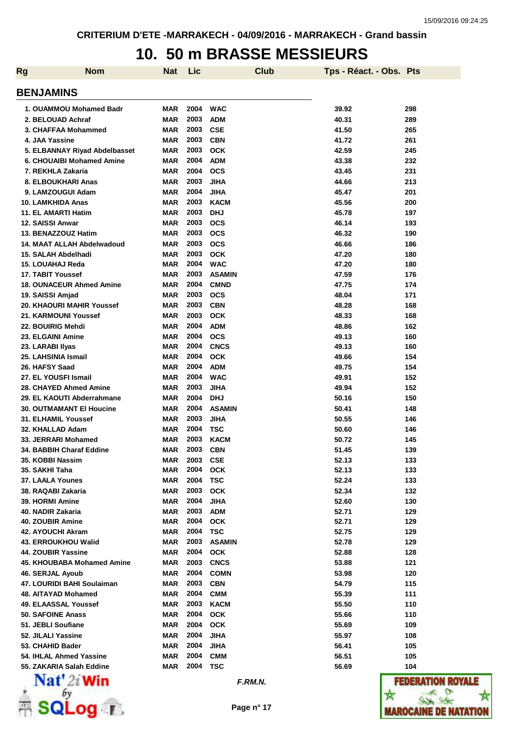CRITERIUM D'ETE -MARRAKECH - 04/09/2016 - MARRAKECH - Grand bassin

# 10. 50 m BRASSE MESSIEURS

| Rg | Nom | Nat | Lic | Club | Tps - Réact. - Obs. | Pts |
|---|---|---|---|---|---|---|

## BENJAMINS

| Rg | Nom | Nat | Lic | Club | Tps - Réact. - Obs. | Pts |
|---|---|---|---|---|---|---|
| 1. | OUAMMOU Mohamed Badr | MAR | 2004 | WAC | 39.92 | 298 |
| 2. | BELOUAD Achraf | MAR | 2003 | ADM | 40.31 | 289 |
| 3. | CHAFFAA Mohammed | MAR | 2003 | CSE | 41.50 | 265 |
| 4. | JAA Yassine | MAR | 2003 | CBN | 41.72 | 261 |
| 5. | ELBANNAY Riyad Abdelbasset | MAR | 2003 | OCK | 42.59 | 245 |
| 6. | CHOUAIBI Mohamed Amine | MAR | 2004 | ADM | 43.38 | 232 |
| 7. | REKHLA Zakaria | MAR | 2004 | OCS | 43.45 | 231 |
| 8. | ELBOUKHARI Anas | MAR | 2003 | JIHA | 44.66 | 213 |
| 9. | LAMZOUGUI Adam | MAR | 2004 | JIHA | 45.47 | 201 |
| 10. | LAMKHIDA Anas | MAR | 2003 | KACM | 45.56 | 200 |
| 11. | EL AMARTI Hatim | MAR | 2003 | DHJ | 45.78 | 197 |
| 12. | SAISSI Anwar | MAR | 2003 | OCS | 46.14 | 193 |
| 13. | BENAZZOUZ Hatim | MAR | 2003 | OCS | 46.32 | 190 |
| 14. | MAAT ALLAH Abdelwadoud | MAR | 2003 | OCS | 46.66 | 186 |
| 15. | SALAH Abdelhadi | MAR | 2003 | OCK | 47.20 | 180 |
| 15. | LOUAHAJ Reda | MAR | 2004 | WAC | 47.20 | 180 |
| 17. | TABIT Youssef | MAR | 2003 | ASAMIN | 47.59 | 176 |
| 18. | OUNACEUR Ahmed Amine | MAR | 2004 | CMND | 47.75 | 174 |
| 19. | SAISSI Amjad | MAR | 2003 | OCS | 48.04 | 171 |
| 20. | KHAOURI MAHIR Youssef | MAR | 2003 | CBN | 48.28 | 168 |
| 21. | KARMOUNI Youssef | MAR | 2003 | OCK | 48.33 | 168 |
| 22. | BOUIRIG Mehdi | MAR | 2004 | ADM | 48.86 | 162 |
| 23. | ELGAINI Amine | MAR | 2004 | OCS | 49.13 | 160 |
| 23. | LARABI Ilyas | MAR | 2004 | CNCS | 49.13 | 160 |
| 25. | LAHSINIA Ismail | MAR | 2004 | OCK | 49.66 | 154 |
| 26. | HAFSY Saad | MAR | 2004 | ADM | 49.75 | 154 |
| 27. | EL YOUSFI Ismail | MAR | 2004 | WAC | 49.91 | 152 |
| 28. | CHAYED Ahmed Amine | MAR | 2003 | JIHA | 49.94 | 152 |
| 29. | EL KAOUTI Abderrahmane | MAR | 2004 | DHJ | 50.16 | 150 |
| 30. | OUTMAMANT El Houcine | MAR | 2004 | ASAMIN | 50.41 | 148 |
| 31. | ELHAMIL Youssef | MAR | 2003 | JIHA | 50.55 | 146 |
| 32. | KHALLAD Adam | MAR | 2004 | TSC | 50.60 | 146 |
| 33. | JERRARI Mohamed | MAR | 2003 | KACM | 50.72 | 145 |
| 34. | BABBIH Charaf Eddine | MAR | 2003 | CBN | 51.45 | 139 |
| 35. | KOBBI Nassim | MAR | 2003 | CSE | 52.13 | 133 |
| 35. | SAKHI Taha | MAR | 2004 | OCK | 52.13 | 133 |
| 37. | LAALA Younes | MAR | 2004 | TSC | 52.24 | 133 |
| 38. | RAQABI Zakaria | MAR | 2003 | OCK | 52.34 | 132 |
| 39. | HORMI Amine | MAR | 2004 | JIHA | 52.60 | 130 |
| 40. | NADIR Zakaria | MAR | 2003 | ADM | 52.71 | 129 |
| 40. | ZOUBIR Amine | MAR | 2004 | OCK | 52.71 | 129 |
| 42. | AYOUCHI Akram | MAR | 2004 | TSC | 52.75 | 129 |
| 43. | ERROUKHOU Walid | MAR | 2003 | ASAMIN | 52.78 | 129 |
| 44. | ZOUBIR Yassine | MAR | 2004 | OCK | 52.88 | 128 |
| 45. | KHOUBABA Mohamed Amine | MAR | 2003 | CNCS | 53.88 | 121 |
| 46. | SERJAL Ayoub | MAR | 2004 | COMN | 53.98 | 120 |
| 47. | LOURIDI BAHI Soulaiman | MAR | 2003 | CBN | 54.79 | 115 |
| 48. | AITAYAD Mohamed | MAR | 2004 | CMM | 55.39 | 111 |
| 49. | ELAASSAL Youssef | MAR | 2003 | KACM | 55.50 | 110 |
| 50. | SAFOINE Anass | MAR | 2004 | OCK | 55.66 | 110 |
| 51. | JEBLI Soufiane | MAR | 2004 | OCK | 55.69 | 109 |
| 52. | JILALI Yassine | MAR | 2004 | JIHA | 55.97 | 108 |
| 53. | CHAHID Bader | MAR | 2004 | JIHA | 56.41 | 105 |
| 54. | IHLAL Ahmed Yassine | MAR | 2004 | CMM | 56.51 | 105 |
| 55. | ZAKARIA Salah Eddine | MAR | 2004 | TSC | 56.69 | 104 |

*F.RM.N.*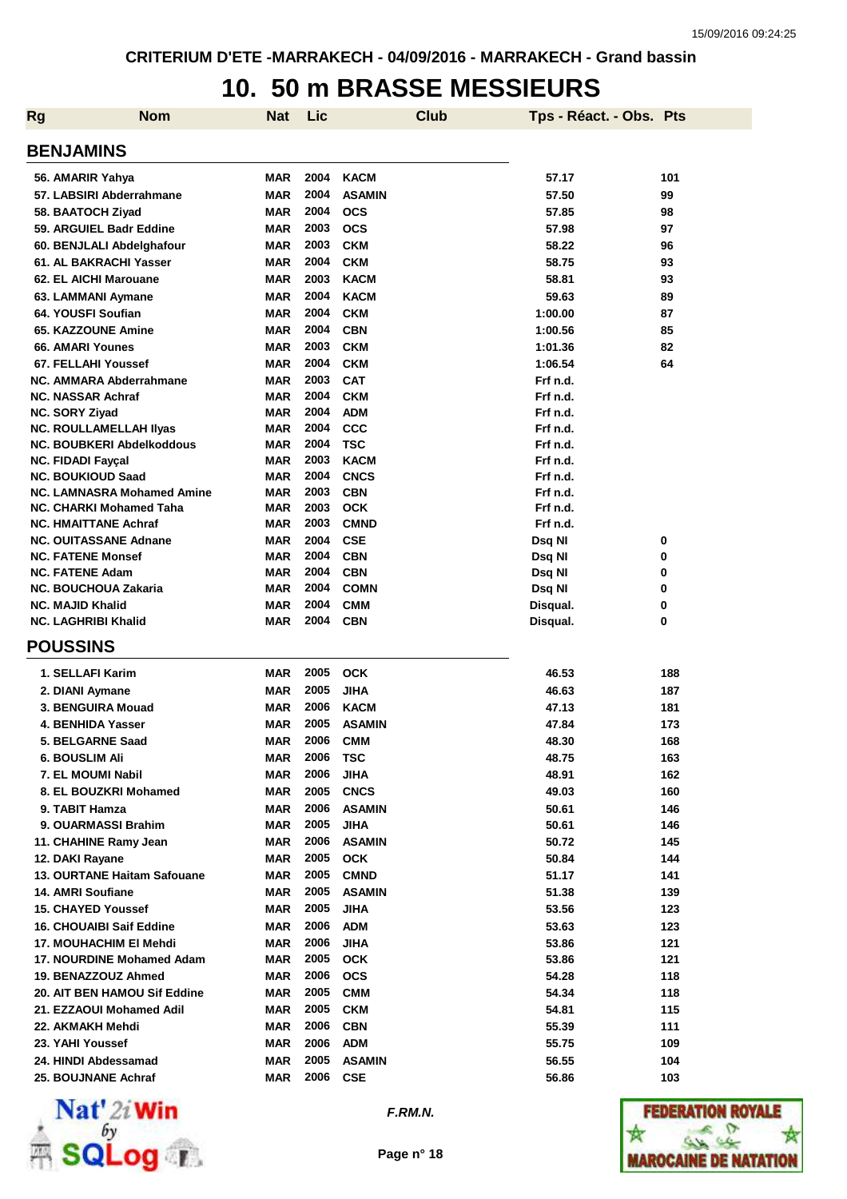CRITERIUM D'ETE -MARRAKECH - 04/09/2016 - MARRAKECH - Grand bassin

# 10. 50 m BRASSE MESSIEURS

| Rg | Nom | Nat | Lic | Club | Tps - Réact. - Obs. | Pts |
|---|---|---|---|---|---|---|

## BENJAMINS

| Rg | Nom | Nat | Lic | Club | Tps - Réact. - Obs. | Pts |
|---|---|---|---|---|---|---|
| 56. | AMARIR Yahya | MAR | 2004 | KACM | 57.17 | 101 |
| 57. | LABSIRI Abderrahmane | MAR | 2004 | ASAMIN | 57.50 | 99 |
| 58. | BAATOCH Ziyad | MAR | 2004 | OCS | 57.85 | 98 |
| 59. | ARGUIEL Badr Eddine | MAR | 2003 | OCS | 57.98 | 97 |
| 60. | BENJLALI Abdelghafour | MAR | 2003 | CKM | 58.22 | 96 |
| 61. | AL BAKRACHI Yasser | MAR | 2004 | CKM | 58.75 | 93 |
| 62. | EL AICHI Marouane | MAR | 2003 | KACM | 58.81 | 93 |
| 63. | LAMMANI Aymane | MAR | 2004 | KACM | 59.63 | 89 |
| 64. | YOUSFI Soufian | MAR | 2004 | CKM | 1:00.00 | 87 |
| 65. | KAZZOUNE Amine | MAR | 2004 | CBN | 1:00.56 | 85 |
| 66. | AMARI Younes | MAR | 2003 | CKM | 1:01.36 | 82 |
| 67. | FELLAHI Youssef | MAR | 2004 | CKM | 1:06.54 | 64 |
| NC. | AMMARA Abderrahmane | MAR | 2003 | CAT | Frf n.d. | |
| NC. | NASSAR Achraf | MAR | 2004 | CKM | Frf n.d. | |
| NC. | SORY Ziyad | MAR | 2004 | ADM | Frf n.d. | |
| NC. | ROULLAMELLAH Ilyas | MAR | 2004 | CCC | Frf n.d. | |
| NC. | BOUBKERI Abdelkoddous | MAR | 2004 | TSC | Frf n.d. | |
| NC. | FIDADI Fayçal | MAR | 2003 | KACM | Frf n.d. | |
| NC. | BOUKIOUD Saad | MAR | 2004 | CNCS | Frf n.d. | |
| NC. | LAMNASRA Mohamed Amine | MAR | 2003 | CBN | Frf n.d. | |
| NC. | CHARKI Mohamed Taha | MAR | 2003 | OCK | Frf n.d. | |
| NC. | HMAITTANE Achraf | MAR | 2003 | CMND | Frf n.d. | |
| NC. | OUITASSANE Adnane | MAR | 2004 | CSE | Dsq NI | 0 |
| NC. | FATENE Monsef | MAR | 2004 | CBN | Dsq NI | 0 |
| NC. | FATENE Adam | MAR | 2004 | CBN | Dsq NI | 0 |
| NC. | BOUCHOUA Zakaria | MAR | 2004 | COMN | Dsq NI | 0 |
| NC. | MAJID Khalid | MAR | 2004 | CMM | Disqual. | 0 |
| NC. | LAGHRIBI Khalid | MAR | 2004 | CBN | Disqual. | 0 |

## POUSSINS

| Rg | Nom | Nat | Lic | Club | Tps - Réact. - Obs. | Pts |
|---|---|---|---|---|---|---|
| 1. | SELLAFI Karim | MAR | 2005 | OCK | 46.53 | 188 |
| 2. | DIANI Aymane | MAR | 2005 | JIHA | 46.63 | 187 |
| 3. | BENGUIRA Mouad | MAR | 2006 | KACM | 47.13 | 181 |
| 4. | BENHIDA Yasser | MAR | 2005 | ASAMIN | 47.84 | 173 |
| 5. | BELGARNE Saad | MAR | 2006 | CMM | 48.30 | 168 |
| 6. | BOUSLIM Ali | MAR | 2006 | TSC | 48.75 | 163 |
| 7. | EL MOUMI Nabil | MAR | 2006 | JIHA | 48.91 | 162 |
| 8. | EL BOUZKRI Mohamed | MAR | 2005 | CNCS | 49.03 | 160 |
| 9. | TABIT Hamza | MAR | 2006 | ASAMIN | 50.61 | 146 |
| 9. | OUARMASSI Brahim | MAR | 2005 | JIHA | 50.61 | 146 |
| 11. | CHAHINE Ramy Jean | MAR | 2006 | ASAMIN | 50.72 | 145 |
| 12. | DAKI Rayane | MAR | 2005 | OCK | 50.84 | 144 |
| 13. | OURTANE Haitam Safouane | MAR | 2005 | CMND | 51.17 | 141 |
| 14. | AMRI Soufiane | MAR | 2005 | ASAMIN | 51.38 | 139 |
| 15. | CHAYED Youssef | MAR | 2005 | JIHA | 53.56 | 123 |
| 16. | CHOUAIBI Saif Eddine | MAR | 2006 | ADM | 53.63 | 123 |
| 17. | MOUHACHIM El Mehdi | MAR | 2006 | JIHA | 53.86 | 121 |
| 17. | NOURDINE Mohamed Adam | MAR | 2005 | OCK | 53.86 | 121 |
| 19. | BENAZZOUZ Ahmed | MAR | 2006 | OCS | 54.28 | 118 |
| 20. | AIT BEN HAMOU Sif Eddine | MAR | 2005 | CMM | 54.34 | 118 |
| 21. | EZZAOUI Mohamed Adil | MAR | 2005 | CKM | 54.81 | 115 |
| 22. | AKMAKH Mehdi | MAR | 2006 | CBN | 55.39 | 111 |
| 23. | YAHI Youssef | MAR | 2006 | ADM | 55.75 | 109 |
| 24. | HINDI Abdessamad | MAR | 2005 | ASAMIN | 56.55 | 104 |
| 25. | BOUJNANE Achraf | MAR | 2006 | CSE | 56.86 | 103 |

*F.RM.N.*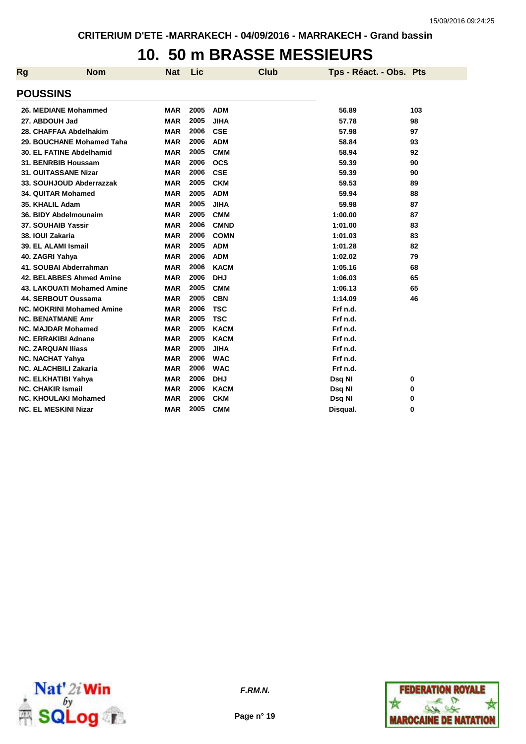CRITERIUM D'ETE -MARRAKECH - 04/09/2016 - MARRAKECH - Grand bassin

# 10. 50 m BRASSE MESSIEURS

## POUSSINS

| Rg | Nom | Nat | Lic | Club | Tps - Réact. - Obs. | Pts |
|---|---|---|---|---|---|---|
| 26. | MEDIANE Mohammed | MAR | 2005 | ADM | 56.89 | 103 |
| 27. | ABDOUH Jad | MAR | 2005 | JIHA | 57.78 | 98 |
| 28. | CHAFFAA Abdelhakim | MAR | 2006 | CSE | 57.98 | 97 |
| 29. | BOUCHANE Mohamed Taha | MAR | 2006 | ADM | 58.84 | 93 |
| 30. | EL FATINE Abdelhamid | MAR | 2005 | CMM | 58.94 | 92 |
| 31. | BENRBIB Houssam | MAR | 2006 | OCS | 59.39 | 90 |
| 31. | OUITASSANE Nizar | MAR | 2006 | CSE | 59.39 | 90 |
| 33. | SOUHJOUD Abderrazzak | MAR | 2005 | CKM | 59.53 | 89 |
| 34. | QUITAR Mohamed | MAR | 2005 | ADM | 59.94 | 88 |
| 35. | KHALIL Adam | MAR | 2005 | JIHA | 59.98 | 87 |
| 36. | BIDY Abdelmounaim | MAR | 2005 | CMM | 1:00.00 | 87 |
| 37. | SOUHAIB Yassir | MAR | 2006 | CMND | 1:01.00 | 83 |
| 38. | IOUI Zakaria | MAR | 2006 | COMN | 1:01.03 | 83 |
| 39. | EL ALAMI Ismail | MAR | 2005 | ADM | 1:01.28 | 82 |
| 40. | ZAGRI Yahya | MAR | 2006 | ADM | 1:02.02 | 79 |
| 41. | SOUBAI Abderrahman | MAR | 2006 | KACM | 1:05.16 | 68 |
| 42. | BELABBES Ahmed Amine | MAR | 2006 | DHJ | 1:06.03 | 65 |
| 43. | LAKOUATI Mohamed Amine | MAR | 2005 | CMM | 1:06.13 | 65 |
| 44. | SERBOUT Oussama | MAR | 2005 | CBN | 1:14.09 | 46 |
| NC. | MOKRINI Mohamed Amine | MAR | 2006 | TSC | Frf n.d. | |
| NC. | BENATMANE Amr | MAR | 2005 | TSC | Frf n.d. | |
| NC. | MAJDAR Mohamed | MAR | 2005 | KACM | Frf n.d. | |
| NC. | ERRAKIBI Adnane | MAR | 2005 | KACM | Frf n.d. | |
| NC. | ZARQUAN Iliass | MAR | 2005 | JIHA | Frf n.d. | |
| NC. | NACHAT Yahya | MAR | 2006 | WAC | Frf n.d. | |
| NC. | ALACHBILI Zakaria | MAR | 2006 | WAC | Frf n.d. | |
| NC. | ELKHATIBI Yahya | MAR | 2006 | DHJ | Dsq NI | 0 |
| NC. | CHAKIR Ismail | MAR | 2006 | KACM | Dsq NI | 0 |
| NC. | KHOULAKI Mohamed | MAR | 2006 | CKM | Dsq NI | 0 |
| NC. | EL MESKINI Nizar | MAR | 2005 | CMM | Disqual. | 0 |

*F.RM.N.*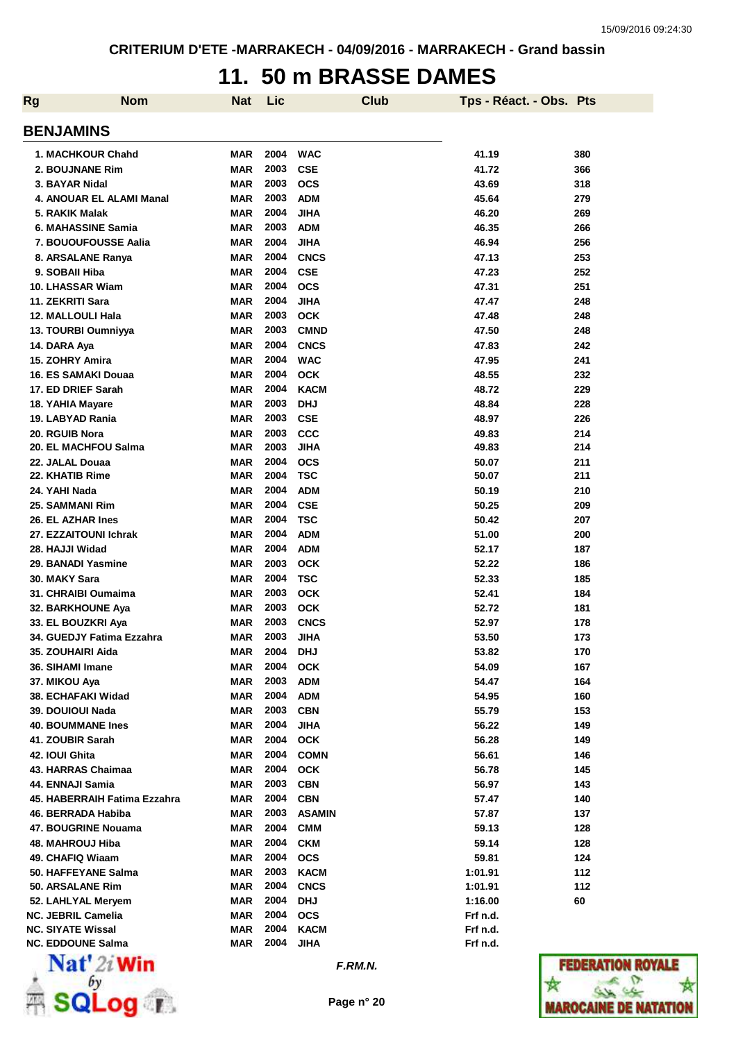CRITERIUM D'ETE -MARRAKECH - 04/09/2016 - MARRAKECH - Grand bassin

# 11. 50 m BRASSE DAMES

## BENJAMINS

| Rg | Nom | Nat | Lic | Club | Tps - Réact. - Obs. | Pts |
|---|---|---|---|---|---|---|
| 1. | MACHKOUR Chahd | MAR | 2004 | WAC | 41.19 | 380 |
| 2. | BOUJNANE Rim | MAR | 2003 | CSE | 41.72 | 366 |
| 3. | BAYAR Nidal | MAR | 2003 | OCS | 43.69 | 318 |
| 4. | ANOUAR EL ALAMI Manal | MAR | 2003 | ADM | 45.64 | 279 |
| 5. | RAKIK Malak | MAR | 2004 | JIHA | 46.20 | 269 |
| 6. | MAHASSINE Samia | MAR | 2003 | ADM | 46.35 | 266 |
| 7. | BOUOUFOUSSE Aalia | MAR | 2004 | JIHA | 46.94 | 256 |
| 8. | ARSALANE Ranya | MAR | 2004 | CNCS | 47.13 | 253 |
| 9. | SOBAII Hiba | MAR | 2004 | CSE | 47.23 | 252 |
| 10. | LHASSAR Wiam | MAR | 2004 | OCS | 47.31 | 251 |
| 11. | ZEKRITI Sara | MAR | 2004 | JIHA | 47.47 | 248 |
| 12. | MALLOULI Hala | MAR | 2003 | OCK | 47.48 | 248 |
| 13. | TOURBI Oumniyya | MAR | 2003 | CMND | 47.50 | 248 |
| 14. | DARA Aya | MAR | 2004 | CNCS | 47.83 | 242 |
| 15. | ZOHRY Amira | MAR | 2004 | WAC | 47.95 | 241 |
| 16. | ES SAMAKI Douaa | MAR | 2004 | OCK | 48.55 | 232 |
| 17. | ED DRIEF Sarah | MAR | 2004 | KACM | 48.72 | 229 |
| 18. | YAHIA Mayare | MAR | 2003 | DHJ | 48.84 | 228 |
| 19. | LABYAD Rania | MAR | 2003 | CSE | 48.97 | 226 |
| 20. | RGUIB Nora | MAR | 2003 | CCC | 49.83 | 214 |
| 20. | EL MACHFOU Salma | MAR | 2003 | JIHA | 49.83 | 214 |
| 22. | JALAL Douaa | MAR | 2004 | OCS | 50.07 | 211 |
| 22. | KHATIB Rime | MAR | 2004 | TSC | 50.07 | 211 |
| 24. | YAHI Nada | MAR | 2004 | ADM | 50.19 | 210 |
| 25. | SAMMANI Rim | MAR | 2004 | CSE | 50.25 | 209 |
| 26. | EL AZHAR Ines | MAR | 2004 | TSC | 50.42 | 207 |
| 27. | EZZAITOUNI Ichrak | MAR | 2004 | ADM | 51.00 | 200 |
| 28. | HAJJI Widad | MAR | 2004 | ADM | 52.17 | 187 |
| 29. | BANADI Yasmine | MAR | 2003 | OCK | 52.22 | 186 |
| 30. | MAKY Sara | MAR | 2004 | TSC | 52.33 | 185 |
| 31. | CHRAIBI Oumaima | MAR | 2003 | OCK | 52.41 | 184 |
| 32. | BARKHOUNE Aya | MAR | 2003 | OCK | 52.72 | 181 |
| 33. | EL BOUZKRI Aya | MAR | 2003 | CNCS | 52.97 | 178 |
| 34. | GUEDJY Fatima Ezzahra | MAR | 2003 | JIHA | 53.50 | 173 |
| 35. | ZOUHAIRI Aida | MAR | 2004 | DHJ | 53.82 | 170 |
| 36. | SIHAMI Imane | MAR | 2004 | OCK | 54.09 | 167 |
| 37. | MIKOU Aya | MAR | 2003 | ADM | 54.47 | 164 |
| 38. | ECHAFAKI Widad | MAR | 2004 | ADM | 54.95 | 160 |
| 39. | DOUIOUI Nada | MAR | 2003 | CBN | 55.79 | 153 |
| 40. | BOUMMANE Ines | MAR | 2004 | JIHA | 56.22 | 149 |
| 41. | ZOUBIR Sarah | MAR | 2004 | OCK | 56.28 | 149 |
| 42. | IOUI Ghita | MAR | 2004 | COMN | 56.61 | 146 |
| 43. | HARRAS Chaimaa | MAR | 2004 | OCK | 56.78 | 145 |
| 44. | ENNAJI Samia | MAR | 2003 | CBN | 56.97 | 143 |
| 45. | HABERRAIH Fatima Ezzahra | MAR | 2004 | CBN | 57.47 | 140 |
| 46. | BERRADA Habiba | MAR | 2003 | ASAMIN | 57.87 | 137 |
| 47. | BOUGRINE Nouama | MAR | 2004 | CMM | 59.13 | 128 |
| 48. | MAHROUJ Hiba | MAR | 2004 | CKM | 59.14 | 128 |
| 49. | CHAFIQ Wiaam | MAR | 2004 | OCS | 59.81 | 124 |
| 50. | HAFFEYANE Salma | MAR | 2003 | KACM | 1:01.91 | 112 |
| 50. | ARSALANE Rim | MAR | 2004 | CNCS | 1:01.91 | 112 |
| 52. | LAHLYAL Meryem | MAR | 2004 | DHJ | 1:16.00 | 60 |
| NC. | JEBRIL Camelia | MAR | 2004 | OCS | Frf n.d. | |
| NC. | SIYATE Wissal | MAR | 2004 | KACM | Frf n.d. | |
| NC. | EDDOUNE Salma | MAR | 2004 | JIHA | Frf n.d. | |

*F.RM.N.*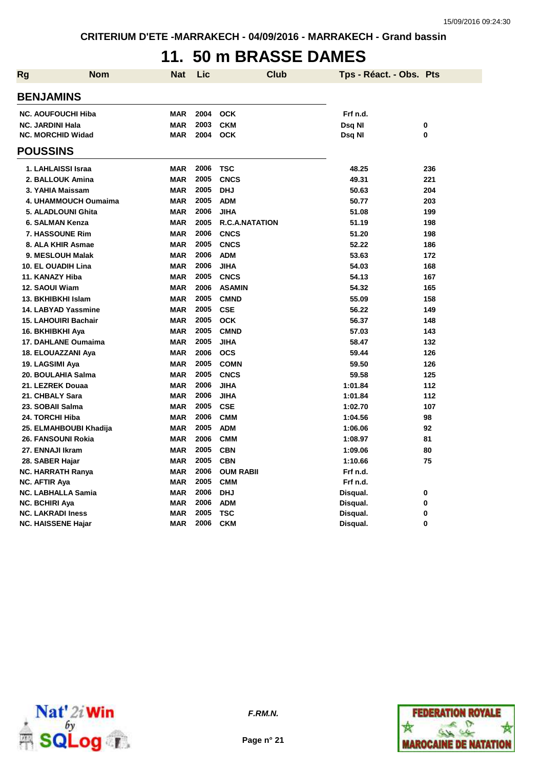CRITERIUM D'ETE -MARRAKECH - 04/09/2016 - MARRAKECH - Grand bassin

# 11. 50 m BRASSE DAMES

| Rg | Nom | Nat | Lic | Club | Tps - Réact. - Obs. | Pts |
|---|---|---|---|---|---|---|
| **BENJAMINS** | | | | | | |
| NC. | AOUFOUCHI Hiba | MAR | 2004 | OCK | Frf n.d. | |
| NC. | JARDINI Hala | MAR | 2003 | CKM | Dsq NI | 0 |
| NC. | MORCHID Widad | MAR | 2004 | OCK | Dsq NI | 0 |
| **POUSSINS** | | | | | | |
| 1. | LAHLAISSI Israa | MAR | 2006 | TSC | 48.25 | 236 |
| 2. | BALLOUK Amina | MAR | 2005 | CNCS | 49.31 | 221 |
| 3. | YAHIA Maissam | MAR | 2005 | DHJ | 50.63 | 204 |
| 4. | UHAMMOUCH Oumaima | MAR | 2005 | ADM | 50.77 | 203 |
| 5. | ALADLOUNI Ghita | MAR | 2006 | JIHA | 51.08 | 199 |
| 6. | SALMAN Kenza | MAR | 2005 | R.C.A.NATATION | 51.19 | 198 |
| 7. | HASSOUNE Rim | MAR | 2006 | CNCS | 51.20 | 198 |
| 8. | ALA KHIR Asmae | MAR | 2005 | CNCS | 52.22 | 186 |
| 9. | MESLOUH Malak | MAR | 2006 | ADM | 53.63 | 172 |
| 10. | EL OUADIH Lina | MAR | 2006 | JIHA | 54.03 | 168 |
| 11. | KANAZY Hiba | MAR | 2005 | CNCS | 54.13 | 167 |
| 12. | SAOUI Wiam | MAR | 2006 | ASAMIN | 54.32 | 165 |
| 13. | BKHIBKHI Islam | MAR | 2005 | CMND | 55.09 | 158 |
| 14. | LABYAD Yassmine | MAR | 2005 | CSE | 56.22 | 149 |
| 15. | LAHOUIRI Bachair | MAR | 2005 | OCK | 56.37 | 148 |
| 16. | BKHIBKHI Aya | MAR | 2005 | CMND | 57.03 | 143 |
| 17. | DAHLANE Oumaima | MAR | 2005 | JIHA | 58.47 | 132 |
| 18. | ELOUAZZANI Aya | MAR | 2006 | OCS | 59.44 | 126 |
| 19. | LAGSIMI Aya | MAR | 2005 | COMN | 59.50 | 126 |
| 20. | BOULAHIA Salma | MAR | 2005 | CNCS | 59.58 | 125 |
| 21. | LEZREK Douaa | MAR | 2006 | JIHA | 1:01.84 | 112 |
| 21. | CHBALY Sara | MAR | 2006 | JIHA | 1:01.84 | 112 |
| 23. | SOBAII Salma | MAR | 2005 | CSE | 1:02.70 | 107 |
| 24. | TORCHI Hiba | MAR | 2006 | CMM | 1:04.56 | 98 |
| 25. | ELMAHBOUBI Khadija | MAR | 2005 | ADM | 1:06.06 | 92 |
| 26. | FANSOUNI Rokia | MAR | 2006 | CMM | 1:08.97 | 81 |
| 27. | ENNAJI Ikram | MAR | 2005 | CBN | 1:09.06 | 80 |
| 28. | SABER Hajar | MAR | 2005 | CBN | 1:10.66 | 75 |
| NC. | HARRATH Ranya | MAR | 2006 | OUM RABII | Frf n.d. | |
| NC. | AFTIR Aya | MAR | 2005 | CMM | Frf n.d. | |
| NC. | LABHALLA Samia | MAR | 2006 | DHJ | Disqual. | 0 |
| NC. | BCHIRI Aya | MAR | 2006 | ADM | Disqual. | 0 |
| NC. | LAKRADI Iness | MAR | 2005 | TSC | Disqual. | 0 |
| NC. | HAISSENE Hajar | MAR | 2006 | CKM | Disqual. | 0 |

*F.RM.N.*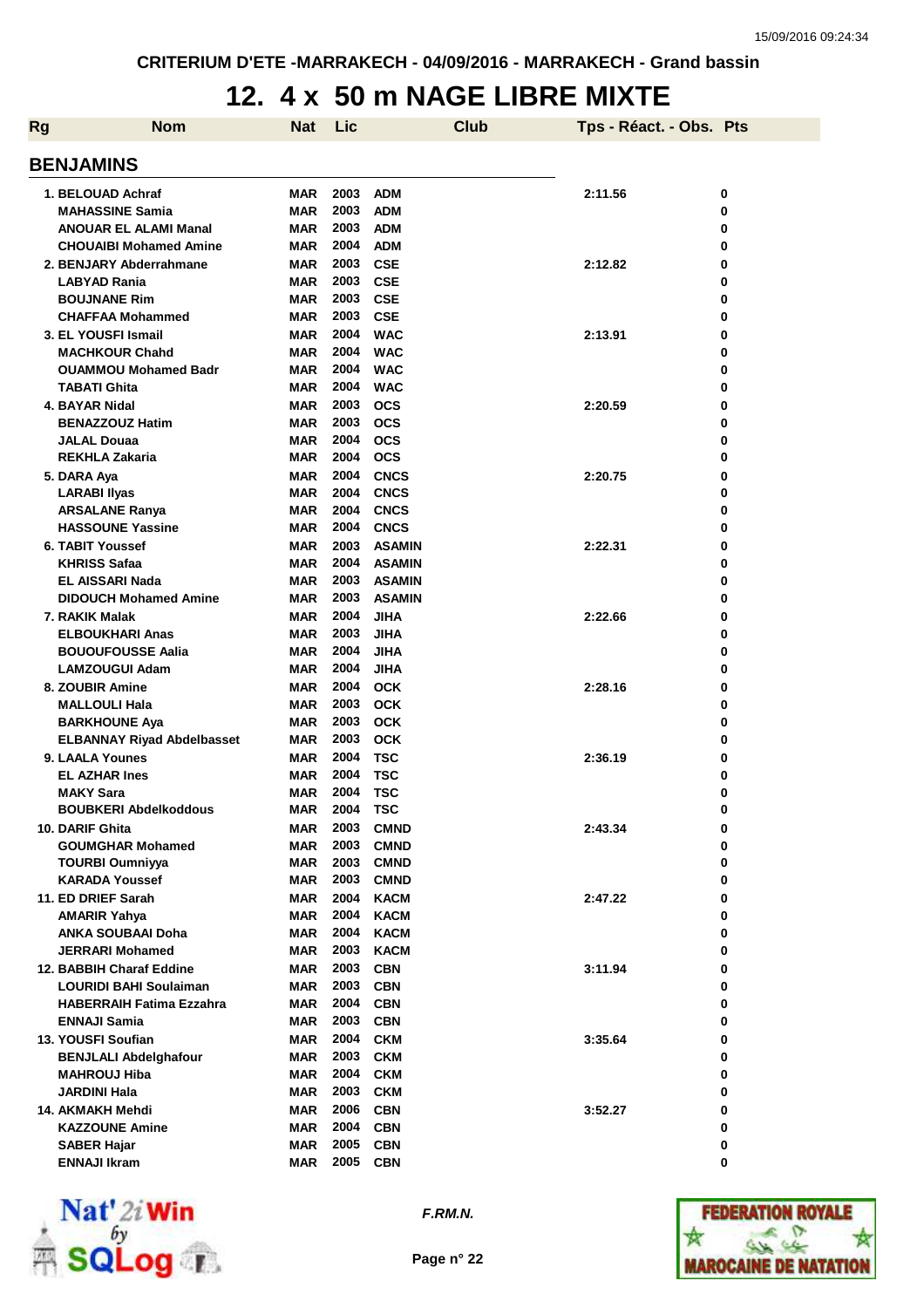CRITERIUM D'ETE -MARRAKECH - 04/09/2016 - MARRAKECH - Grand bassin

# 12. 4 x 50 m NAGE LIBRE MIXTE

| Rg | Nom | Nat | Lic | Club | Tps - Réact. - Obs. | Pts |
|---|---|---|---|---|---|---|
| **BENJAMINS** | | | | | | |
| 1. | BELOUAD Achraf | MAR | 2003 | ADM | 2:11.56 | 0 |
| | MAHASSINE Samia | MAR | 2003 | ADM | | 0 |
| | ANOUAR EL ALAMI Manal | MAR | 2003 | ADM | | 0 |
| | CHOUAIBI Mohamed Amine | MAR | 2004 | ADM | | 0 |
| 2. | BENJARY Abderrahmane | MAR | 2003 | CSE | 2:12.82 | 0 |
| | LABYAD Rania | MAR | 2003 | CSE | | 0 |
| | BOUJNANE Rim | MAR | 2003 | CSE | | 0 |
| | CHAFFAA Mohammed | MAR | 2003 | CSE | | 0 |
| 3. | EL YOUSFI Ismail | MAR | 2004 | WAC | 2:13.91 | 0 |
| | MACHKOUR Chahd | MAR | 2004 | WAC | | 0 |
| | OUAMMOU Mohamed Badr | MAR | 2004 | WAC | | 0 |
| | TABATI Ghita | MAR | 2004 | WAC | | 0 |
| 4. | BAYAR Nidal | MAR | 2003 | OCS | 2:20.59 | 0 |
| | BENAZZOUZ Hatim | MAR | 2003 | OCS | | 0 |
| | JALAL Douaa | MAR | 2004 | OCS | | 0 |
| | REKHLA Zakaria | MAR | 2004 | OCS | | 0 |
| 5. | DARA Aya | MAR | 2004 | CNCS | 2:20.75 | 0 |
| | LARABI Ilyas | MAR | 2004 | CNCS | | 0 |
| | ARSALANE Ranya | MAR | 2004 | CNCS | | 0 |
| | HASSOUNE Yassine | MAR | 2004 | CNCS | | 0 |
| 6. | TABIT Youssef | MAR | 2003 | ASAMIN | 2:22.31 | 0 |
| | KHRISS Safaa | MAR | 2004 | ASAMIN | | 0 |
| | EL AISSARI Nada | MAR | 2003 | ASAMIN | | 0 |
| | DIDOUCH Mohamed Amine | MAR | 2003 | ASAMIN | | 0 |
| 7. | RAKIK Malak | MAR | 2004 | JIHA | 2:22.66 | 0 |
| | ELBOUKHARI Anas | MAR | 2003 | JIHA | | 0 |
| | BOUOUFOUSSE Aalia | MAR | 2004 | JIHA | | 0 |
| | LAMZOUGUI Adam | MAR | 2004 | JIHA | | 0 |
| 8. | ZOUBIR Amine | MAR | 2004 | OCK | 2:28.16 | 0 |
| | MALLOULI Hala | MAR | 2003 | OCK | | 0 |
| | BARKHOUNE Aya | MAR | 2003 | OCK | | 0 |
| | ELBANNAY Riyad Abdelbasset | MAR | 2003 | OCK | | 0 |
| 9. | LAALA Younes | MAR | 2004 | TSC | 2:36.19 | 0 |
| | EL AZHAR Ines | MAR | 2004 | TSC | | 0 |
| | MAKY Sara | MAR | 2004 | TSC | | 0 |
| | BOUBKERI Abdelkoddous | MAR | 2004 | TSC | | 0 |
| 10. | DARIF Ghita | MAR | 2003 | CMND | 2:43.34 | 0 |
| | GOUMGHAR Mohamed | MAR | 2003 | CMND | | 0 |
| | TOURBI Oumniyya | MAR | 2003 | CMND | | 0 |
| | KARADA Youssef | MAR | 2003 | CMND | | 0 |
| 11. | ED DRIEF Sarah | MAR | 2004 | KACM | 2:47.22 | 0 |
| | AMARIR Yahya | MAR | 2004 | KACM | | 0 |
| | ANKA SOUBAAI Doha | MAR | 2004 | KACM | | 0 |
| | JERRARI Mohamed | MAR | 2003 | KACM | | 0 |
| 12. | BABBIH Charaf Eddine | MAR | 2003 | CBN | 3:11.94 | 0 |
| | LOURIDI BAHI Soulaiman | MAR | 2003 | CBN | | 0 |
| | HABERRAIH Fatima Ezzahra | MAR | 2004 | CBN | | 0 |
| | ENNAJI Samia | MAR | 2003 | CBN | | 0 |
| 13. | YOUSFI Soufian | MAR | 2004 | CKM | 3:35.64 | 0 |
| | BENJLALI Abdelghafour | MAR | 2003 | CKM | | 0 |
| | MAHROUJ Hiba | MAR | 2004 | CKM | | 0 |
| | JARDINI Hala | MAR | 2003 | CKM | | 0 |
| 14. | AKMAKH Mehdi | MAR | 2006 | CBN | 3:52.27 | 0 |
| | KAZZOUNE Amine | MAR | 2004 | CBN | | 0 |
| | SABER Hajar | MAR | 2005 | CBN | | 0 |
| | ENNAJI Ikram | MAR | 2005 | CBN | | 0 |

*F.RM.N.*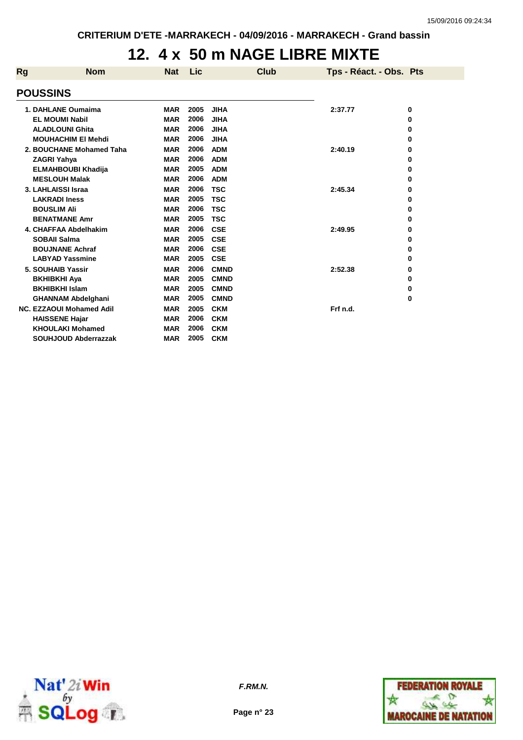CRITERIUM D'ETE -MARRAKECH - 04/09/2016 - MARRAKECH - Grand bassin

# 12. 4 x 50 m NAGE LIBRE MIXTE

## POUSSINS

| Rg | Nom | Nat | Lic | Club | Tps - Réact. - Obs. | Pts |
|---|---|---|---|---|---|---|
| 1. | DAHLANE Oumaima | MAR | 2005 | JIHA | 2:37.77 | 0 |
| | EL MOUMI Nabil | MAR | 2006 | JIHA | | 0 |
| | ALADLOUNI Ghita | MAR | 2006 | JIHA | | 0 |
| | MOUHACHIM El Mehdi | MAR | 2006 | JIHA | | 0 |
| 2. | BOUCHANE Mohamed Taha | MAR | 2006 | ADM | 2:40.19 | 0 |
| | ZAGRI Yahya | MAR | 2006 | ADM | | 0 |
| | ELMAHBOUBI Khadija | MAR | 2005 | ADM | | 0 |
| | MESLOUH Malak | MAR | 2006 | ADM | | 0 |
| 3. | LAHLAISSI Israa | MAR | 2006 | TSC | 2:45.34 | 0 |
| | LAKRADI Iness | MAR | 2005 | TSC | | 0 |
| | BOUSLIM Ali | MAR | 2006 | TSC | | 0 |
| | BENATMANE Amr | MAR | 2005 | TSC | | 0 |
| 4. | CHAFFAA Abdelhakim | MAR | 2006 | CSE | 2:49.95 | 0 |
| | SOBAII Salma | MAR | 2005 | CSE | | 0 |
| | BOUJNANE Achraf | MAR | 2006 | CSE | | 0 |
| | LABYAD Yassmine | MAR | 2005 | CSE | | 0 |
| 5. | SOUHAIB Yassir | MAR | 2006 | CMND | 2:52.38 | 0 |
| | BKHIBKHI Aya | MAR | 2005 | CMND | | 0 |
| | BKHIBKHI Islam | MAR | 2005 | CMND | | 0 |
| | GHANNAM Abdelghani | MAR | 2005 | CMND | | 0 |
| NC. | EZZAOUI Mohamed Adil | MAR | 2005 | CKM | Frf n.d. | |
| | HAISSENE Hajar | MAR | 2006 | CKM | | |
| | KHOULAKI Mohamed | MAR | 2006 | CKM | | |
| | SOUHJOUD Abderrazzak | MAR | 2005 | CKM | | |

*F.RM.N.*